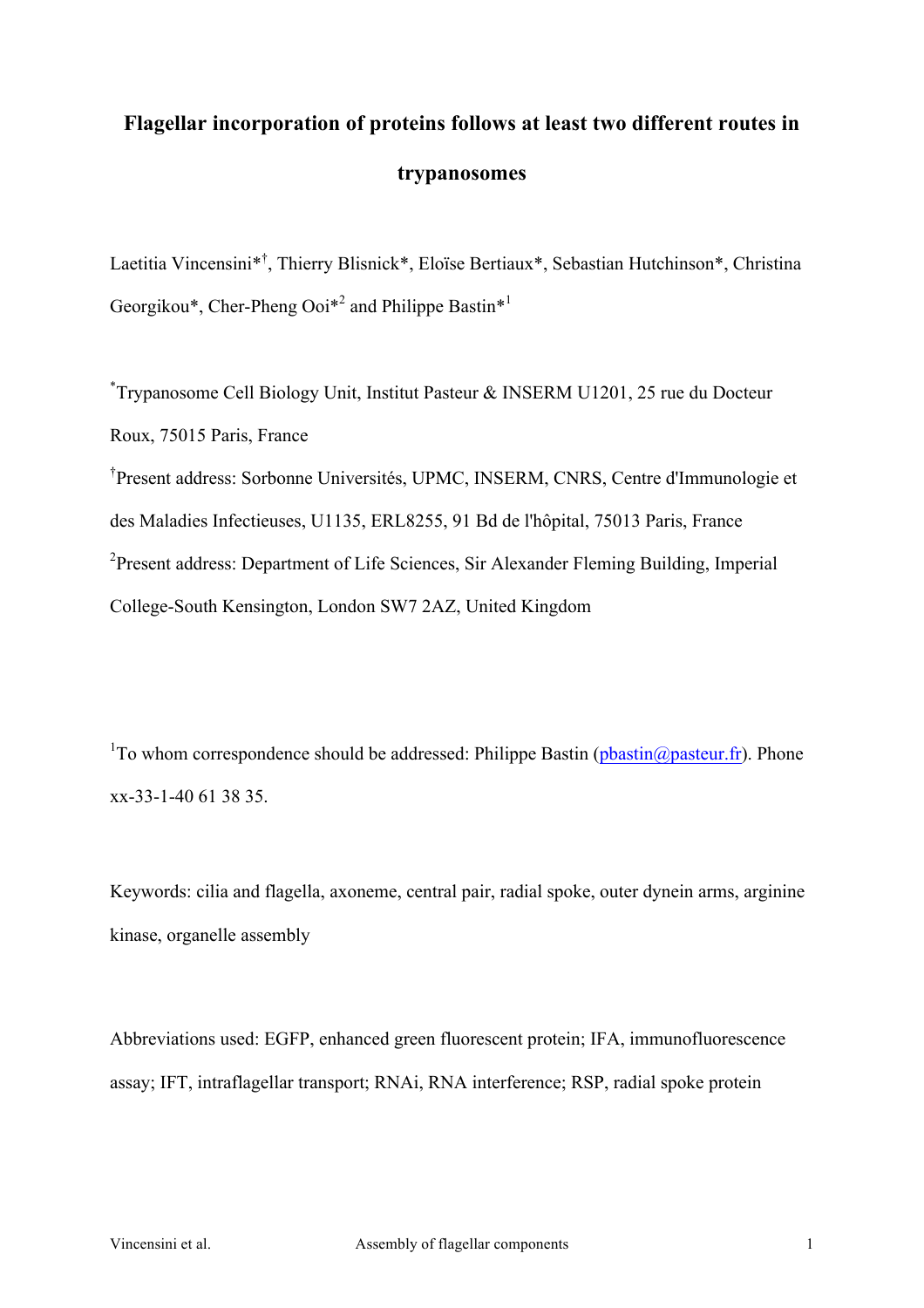# Flagellar incorporation of proteins follows at least two different routes in trypanosomes

Laetitia Vincensini*[†], Thierry Blisnick*, Eloïse Bertiaux*, Sebastian Hutchinson*, Christina Georgikou*, Cher-Pheng Ooi*[2] and Philippe Bastin*[1]

[*]Trypanosome Cell Biology Unit, Institut Pasteur & INSERM U1201, 25 rue du Docteur Roux, 75015 Paris, France

[†]Present address: Sorbonne Universités, UPMC, INSERM, CNRS, Centre d'Immunologie et des Maladies Infectieuses, U1135, ERL8255, 91 Bd de l'hôpital, 75013 Paris, France

[2]Present address: Department of Life Sciences, Sir Alexander Fleming Building, Imperial College-South Kensington, London SW7 2AZ, United Kingdom

[1]To whom correspondence should be addressed: Philippe Bastin (pbastin@pasteur.fr). Phone xx-33-1-40 61 38 35.

Keywords: cilia and flagella, axoneme, central pair, radial spoke, outer dynein arms, arginine kinase, organelle assembly

Abbreviations used: EGFP, enhanced green fluorescent protein; IFA, immunofluorescence assay; IFT, intraflagellar transport; RNAi, RNA interference; RSP, radial spoke protein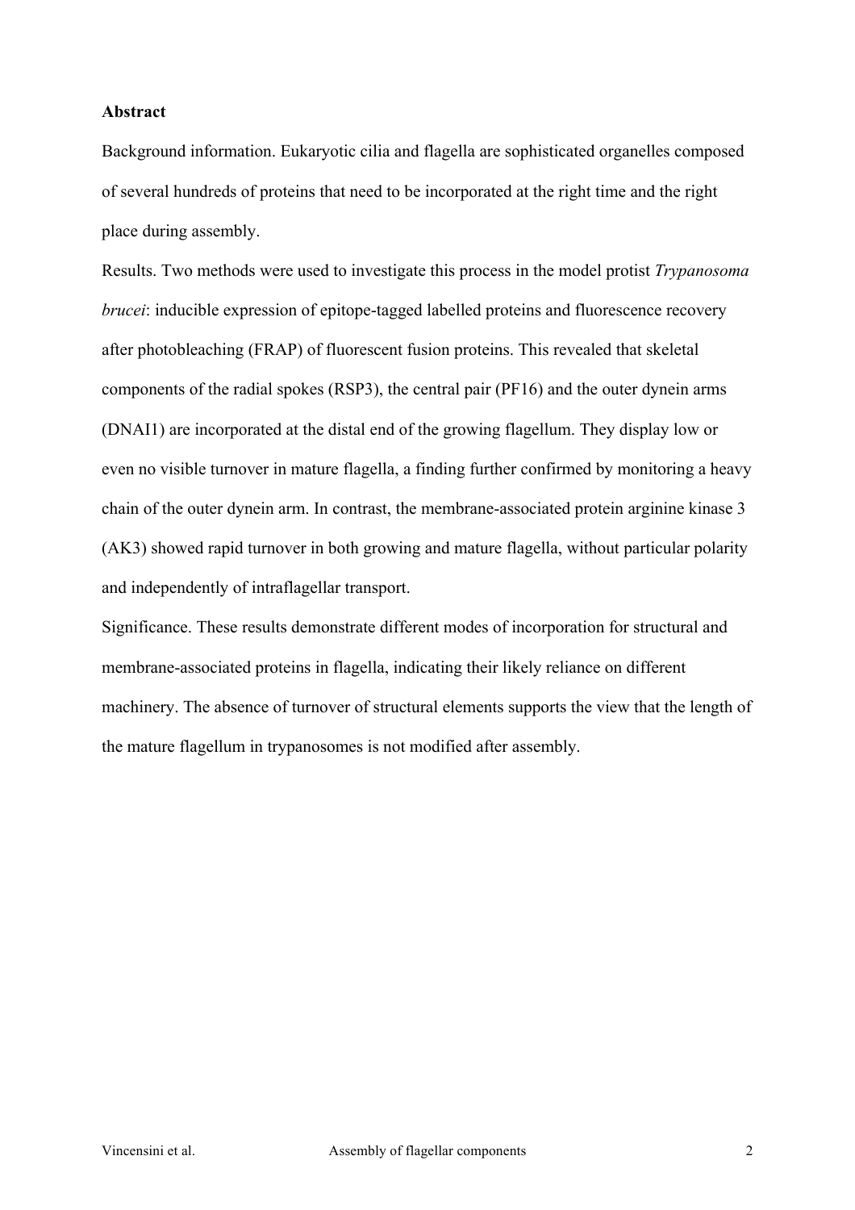**Abstract**

Background information. Eukaryotic cilia and flagella are sophisticated organelles composed of several hundreds of proteins that need to be incorporated at the right time and the right place during assembly.

Results. Two methods were used to investigate this process in the model protist *Trypanosoma brucei*: inducible expression of epitope-tagged labelled proteins and fluorescence recovery after photobleaching (FRAP) of fluorescent fusion proteins. This revealed that skeletal components of the radial spokes (RSP3), the central pair (PF16) and the outer dynein arms (DNAI1) are incorporated at the distal end of the growing flagellum. They display low or even no visible turnover in mature flagella, a finding further confirmed by monitoring a heavy chain of the outer dynein arm. In contrast, the membrane-associated protein arginine kinase 3 (AK3) showed rapid turnover in both growing and mature flagella, without particular polarity and independently of intraflagellar transport.

Significance. These results demonstrate different modes of incorporation for structural and membrane-associated proteins in flagella, indicating their likely reliance on different machinery. The absence of turnover of structural elements supports the view that the length of the mature flagellum in trypanosomes is not modified after assembly.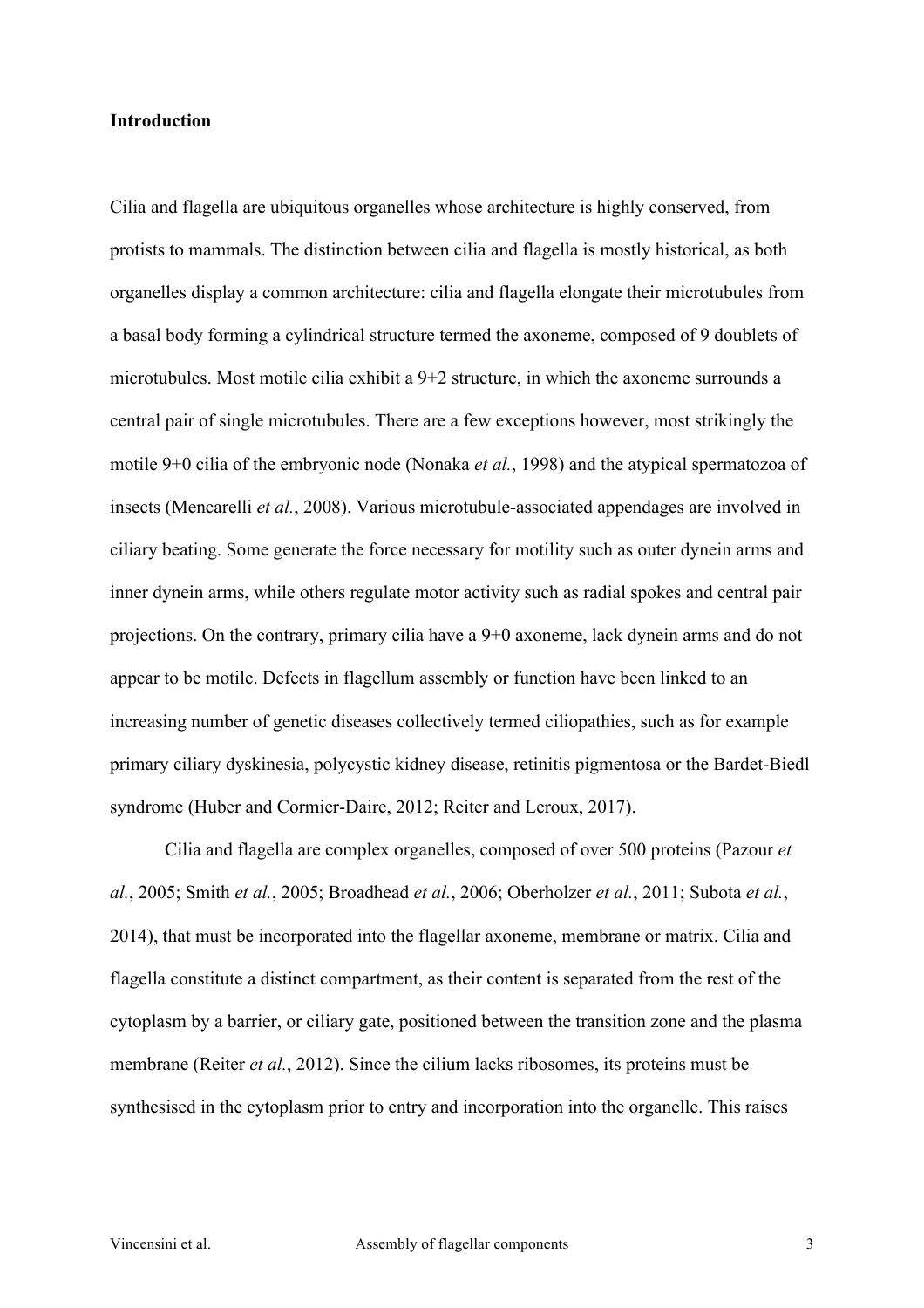**Introduction**

Cilia and flagella are ubiquitous organelles whose architecture is highly conserved, from protists to mammals. The distinction between cilia and flagella is mostly historical, as both organelles display a common architecture: cilia and flagella elongate their microtubules from a basal body forming a cylindrical structure termed the axoneme, composed of 9 doublets of microtubules. Most motile cilia exhibit a 9+2 structure, in which the axoneme surrounds a central pair of single microtubules. There are a few exceptions however, most strikingly the motile 9+0 cilia of the embryonic node (Nonaka *et al.*, 1998) and the atypical spermatozoa of insects (Mencarelli *et al.*, 2008). Various microtubule-associated appendages are involved in ciliary beating. Some generate the force necessary for motility such as outer dynein arms and inner dynein arms, while others regulate motor activity such as radial spokes and central pair projections. On the contrary, primary cilia have a 9+0 axoneme, lack dynein arms and do not appear to be motile. Defects in flagellum assembly or function have been linked to an increasing number of genetic diseases collectively termed ciliopathies, such as for example primary ciliary dyskinesia, polycystic kidney disease, retinitis pigmentosa or the Bardet-Biedl syndrome (Huber and Cormier-Daire, 2012; Reiter and Leroux, 2017).

Cilia and flagella are complex organelles, composed of over 500 proteins (Pazour *et al.*, 2005; Smith *et al.*, 2005; Broadhead *et al.*, 2006; Oberholzer *et al.*, 2011; Subota *et al.*, 2014), that must be incorporated into the flagellar axoneme, membrane or matrix. Cilia and flagella constitute a distinct compartment, as their content is separated from the rest of the cytoplasm by a barrier, or ciliary gate, positioned between the transition zone and the plasma membrane (Reiter *et al.*, 2012). Since the cilium lacks ribosomes, its proteins must be synthesised in the cytoplasm prior to entry and incorporation into the organelle. This raises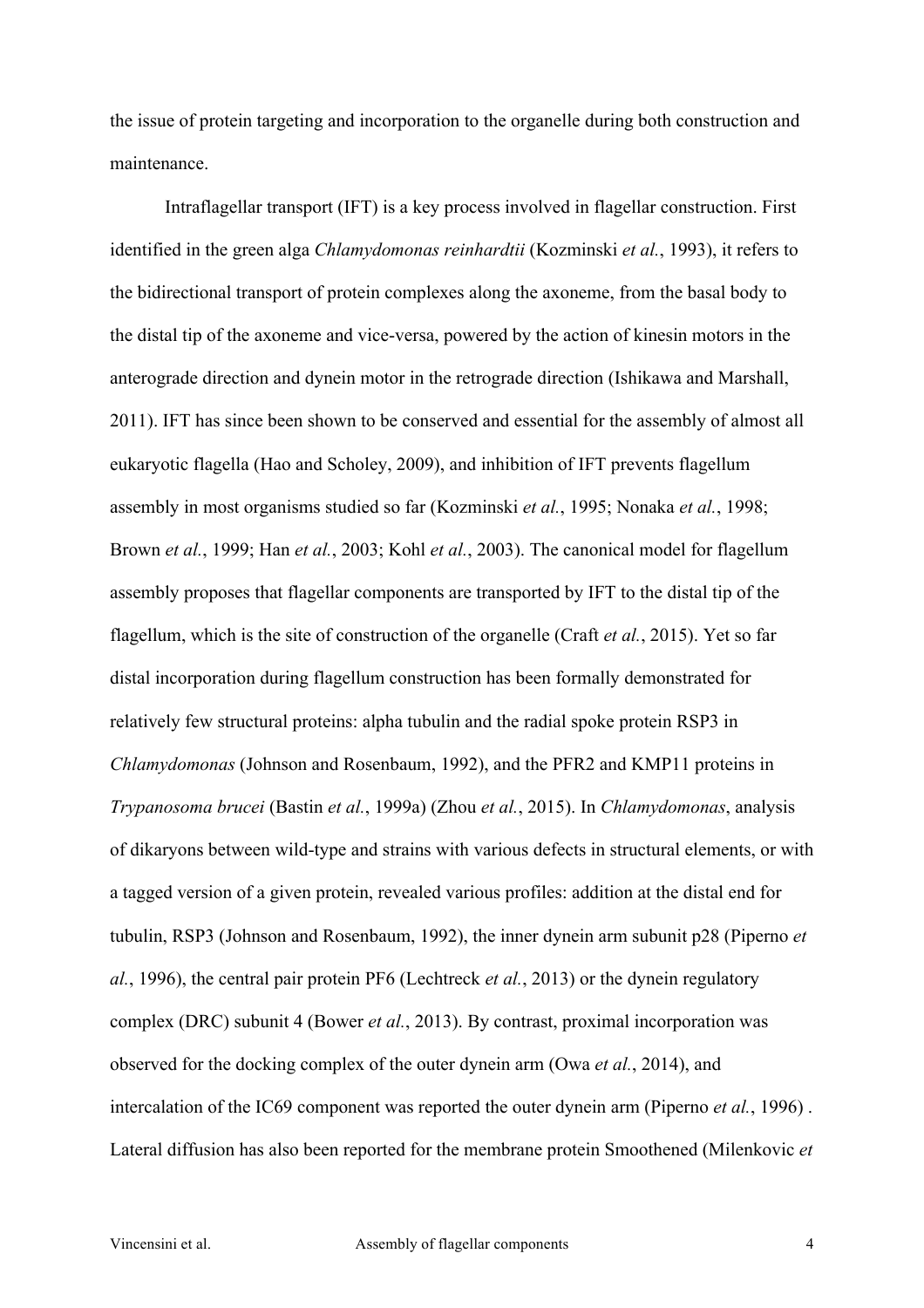the issue of protein targeting and incorporation to the organelle during both construction and maintenance.

Intraflagellar transport (IFT) is a key process involved in flagellar construction. First identified in the green alga *Chlamydomonas reinhardtii* (Kozminski *et al.*, 1993), it refers to the bidirectional transport of protein complexes along the axoneme, from the basal body to the distal tip of the axoneme and vice-versa, powered by the action of kinesin motors in the anterograde direction and dynein motor in the retrograde direction (Ishikawa and Marshall, 2011). IFT has since been shown to be conserved and essential for the assembly of almost all eukaryotic flagella (Hao and Scholey, 2009), and inhibition of IFT prevents flagellum assembly in most organisms studied so far (Kozminski *et al.*, 1995; Nonaka *et al.*, 1998; Brown *et al.*, 1999; Han *et al.*, 2003; Kohl *et al.*, 2003). The canonical model for flagellum assembly proposes that flagellar components are transported by IFT to the distal tip of the flagellum, which is the site of construction of the organelle (Craft *et al.*, 2015). Yet so far distal incorporation during flagellum construction has been formally demonstrated for relatively few structural proteins: alpha tubulin and the radial spoke protein RSP3 in *Chlamydomonas* (Johnson and Rosenbaum, 1992), and the PFR2 and KMP11 proteins in *Trypanosoma brucei* (Bastin *et al.*, 1999a) (Zhou *et al.*, 2015). In *Chlamydomonas*, analysis of dikaryons between wild-type and strains with various defects in structural elements, or with a tagged version of a given protein, revealed various profiles: addition at the distal end for tubulin, RSP3 (Johnson and Rosenbaum, 1992), the inner dynein arm subunit p28 (Piperno *et al.*, 1996), the central pair protein PF6 (Lechtreck *et al.*, 2013) or the dynein regulatory complex (DRC) subunit 4 (Bower *et al.*, 2013). By contrast, proximal incorporation was observed for the docking complex of the outer dynein arm (Owa *et al.*, 2014), and intercalation of the IC69 component was reported the outer dynein arm (Piperno *et al.*, 1996) . Lateral diffusion has also been reported for the membrane protein Smoothened (Milenkovic *et*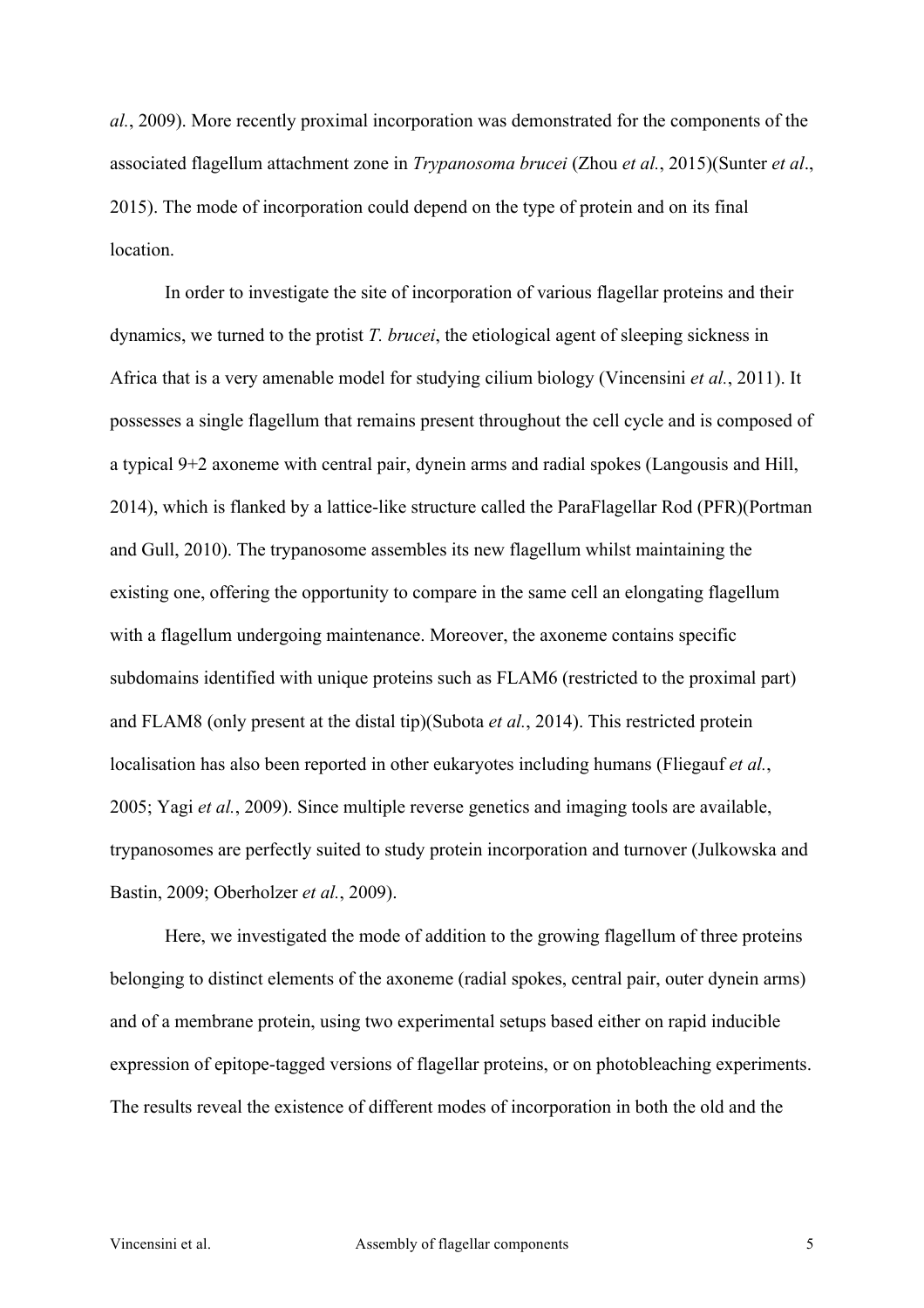*al.*, 2009). More recently proximal incorporation was demonstrated for the components of the associated flagellum attachment zone in *Trypanosoma brucei* (Zhou *et al.*, 2015)(Sunter *et al*., 2015). The mode of incorporation could depend on the type of protein and on its final location.

In order to investigate the site of incorporation of various flagellar proteins and their dynamics, we turned to the protist *T. brucei*, the etiological agent of sleeping sickness in Africa that is a very amenable model for studying cilium biology (Vincensini *et al.*, 2011). It possesses a single flagellum that remains present throughout the cell cycle and is composed of a typical 9+2 axoneme with central pair, dynein arms and radial spokes (Langousis and Hill, 2014), which is flanked by a lattice-like structure called the ParaFlagellar Rod (PFR)(Portman and Gull, 2010). The trypanosome assembles its new flagellum whilst maintaining the existing one, offering the opportunity to compare in the same cell an elongating flagellum with a flagellum undergoing maintenance. Moreover, the axoneme contains specific subdomains identified with unique proteins such as FLAM6 (restricted to the proximal part) and FLAM8 (only present at the distal tip)(Subota *et al.*, 2014). This restricted protein localisation has also been reported in other eukaryotes including humans (Fliegauf *et al.*, 2005; Yagi *et al.*, 2009). Since multiple reverse genetics and imaging tools are available, trypanosomes are perfectly suited to study protein incorporation and turnover (Julkowska and Bastin, 2009; Oberholzer *et al.*, 2009).

Here, we investigated the mode of addition to the growing flagellum of three proteins belonging to distinct elements of the axoneme (radial spokes, central pair, outer dynein arms) and of a membrane protein, using two experimental setups based either on rapid inducible expression of epitope-tagged versions of flagellar proteins, or on photobleaching experiments. The results reveal the existence of different modes of incorporation in both the old and the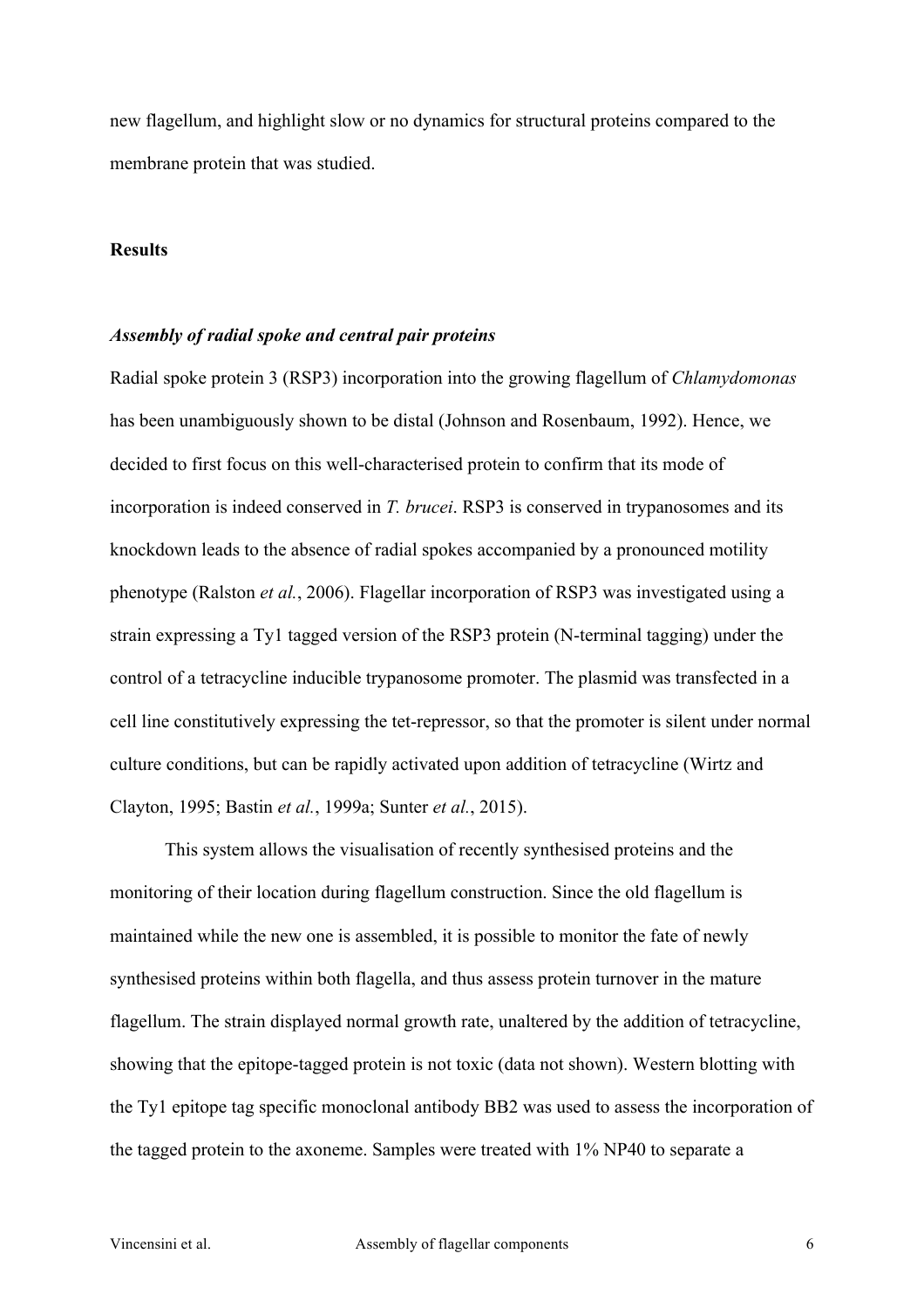new flagellum, and highlight slow or no dynamics for structural proteins compared to the membrane protein that was studied.

## Results

### *Assembly of radial spoke and central pair proteins*

Radial spoke protein 3 (RSP3) incorporation into the growing flagellum of *Chlamydomonas* has been unambiguously shown to be distal (Johnson and Rosenbaum, 1992). Hence, we decided to first focus on this well-characterised protein to confirm that its mode of incorporation is indeed conserved in *T. brucei*. RSP3 is conserved in trypanosomes and its knockdown leads to the absence of radial spokes accompanied by a pronounced motility phenotype (Ralston *et al.*, 2006). Flagellar incorporation of RSP3 was investigated using a strain expressing a Ty1 tagged version of the RSP3 protein (N-terminal tagging) under the control of a tetracycline inducible trypanosome promoter. The plasmid was transfected in a cell line constitutively expressing the tet-repressor, so that the promoter is silent under normal culture conditions, but can be rapidly activated upon addition of tetracycline (Wirtz and Clayton, 1995; Bastin *et al.*, 1999a; Sunter *et al.*, 2015).

This system allows the visualisation of recently synthesised proteins and the monitoring of their location during flagellum construction. Since the old flagellum is maintained while the new one is assembled, it is possible to monitor the fate of newly synthesised proteins within both flagella, and thus assess protein turnover in the mature flagellum. The strain displayed normal growth rate, unaltered by the addition of tetracycline, showing that the epitope-tagged protein is not toxic (data not shown). Western blotting with the Ty1 epitope tag specific monoclonal antibody BB2 was used to assess the incorporation of the tagged protein to the axoneme. Samples were treated with 1% NP40 to separate a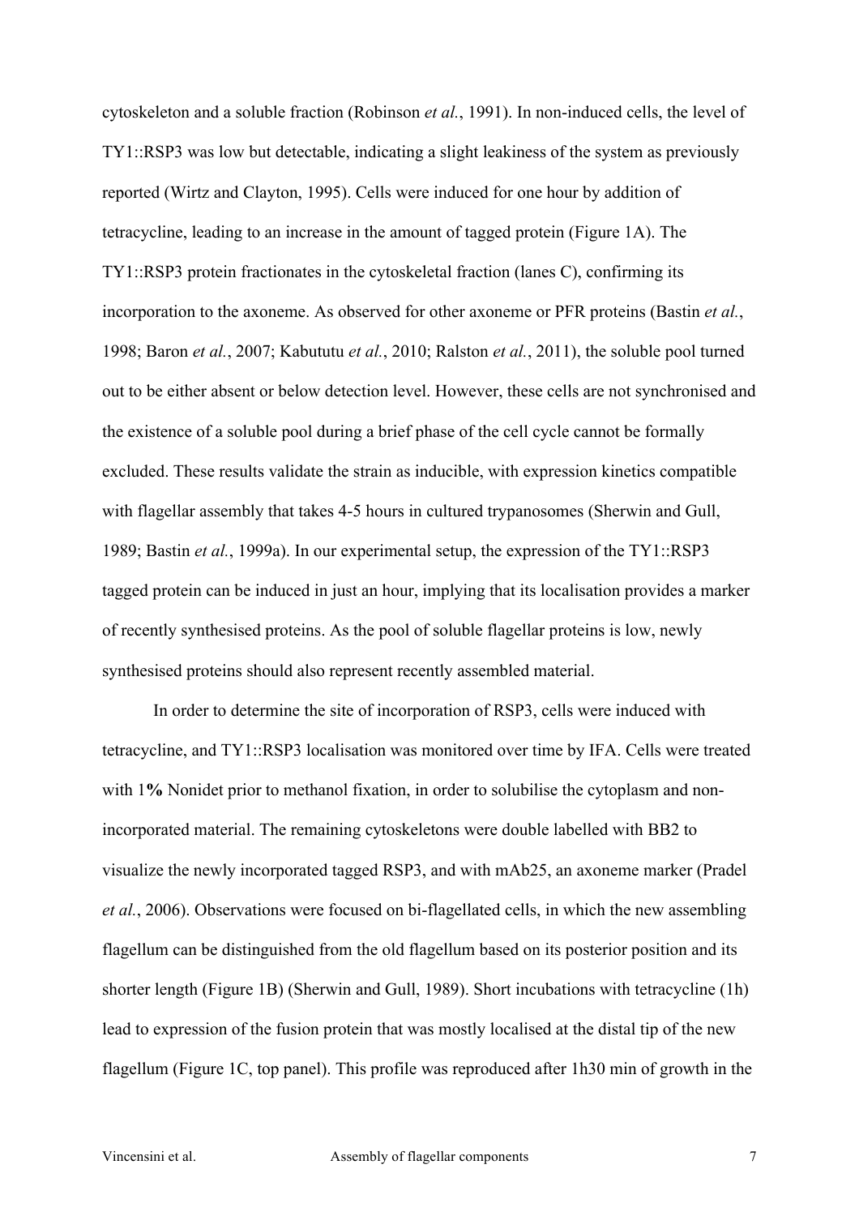cytoskeleton and a soluble fraction (Robinson *et al.*, 1991). In non-induced cells, the level of TY1::RSP3 was low but detectable, indicating a slight leakiness of the system as previously reported (Wirtz and Clayton, 1995). Cells were induced for one hour by addition of tetracycline, leading to an increase in the amount of tagged protein (Figure 1A). The TY1::RSP3 protein fractionates in the cytoskeletal fraction (lanes C), confirming its incorporation to the axoneme. As observed for other axoneme or PFR proteins (Bastin *et al.*, 1998; Baron *et al.*, 2007; Kabututu *et al.*, 2010; Ralston *et al.*, 2011), the soluble pool turned out to be either absent or below detection level. However, these cells are not synchronised and the existence of a soluble pool during a brief phase of the cell cycle cannot be formally excluded. These results validate the strain as inducible, with expression kinetics compatible with flagellar assembly that takes 4-5 hours in cultured trypanosomes (Sherwin and Gull, 1989; Bastin *et al.*, 1999a). In our experimental setup, the expression of the TY1::RSP3 tagged protein can be induced in just an hour, implying that its localisation provides a marker of recently synthesised proteins. As the pool of soluble flagellar proteins is low, newly synthesised proteins should also represent recently assembled material.

In order to determine the site of incorporation of RSP3, cells were induced with tetracycline, and TY1::RSP3 localisation was monitored over time by IFA. Cells were treated with 1**%** Nonidet prior to methanol fixation, in order to solubilise the cytoplasm and non-incorporated material. The remaining cytoskeletons were double labelled with BB2 to visualize the newly incorporated tagged RSP3, and with mAb25, an axoneme marker (Pradel *et al.*, 2006). Observations were focused on bi-flagellated cells, in which the new assembling flagellum can be distinguished from the old flagellum based on its posterior position and its shorter length (Figure 1B) (Sherwin and Gull, 1989). Short incubations with tetracycline (1h) lead to expression of the fusion protein that was mostly localised at the distal tip of the new flagellum (Figure 1C, top panel). This profile was reproduced after 1h30 min of growth in the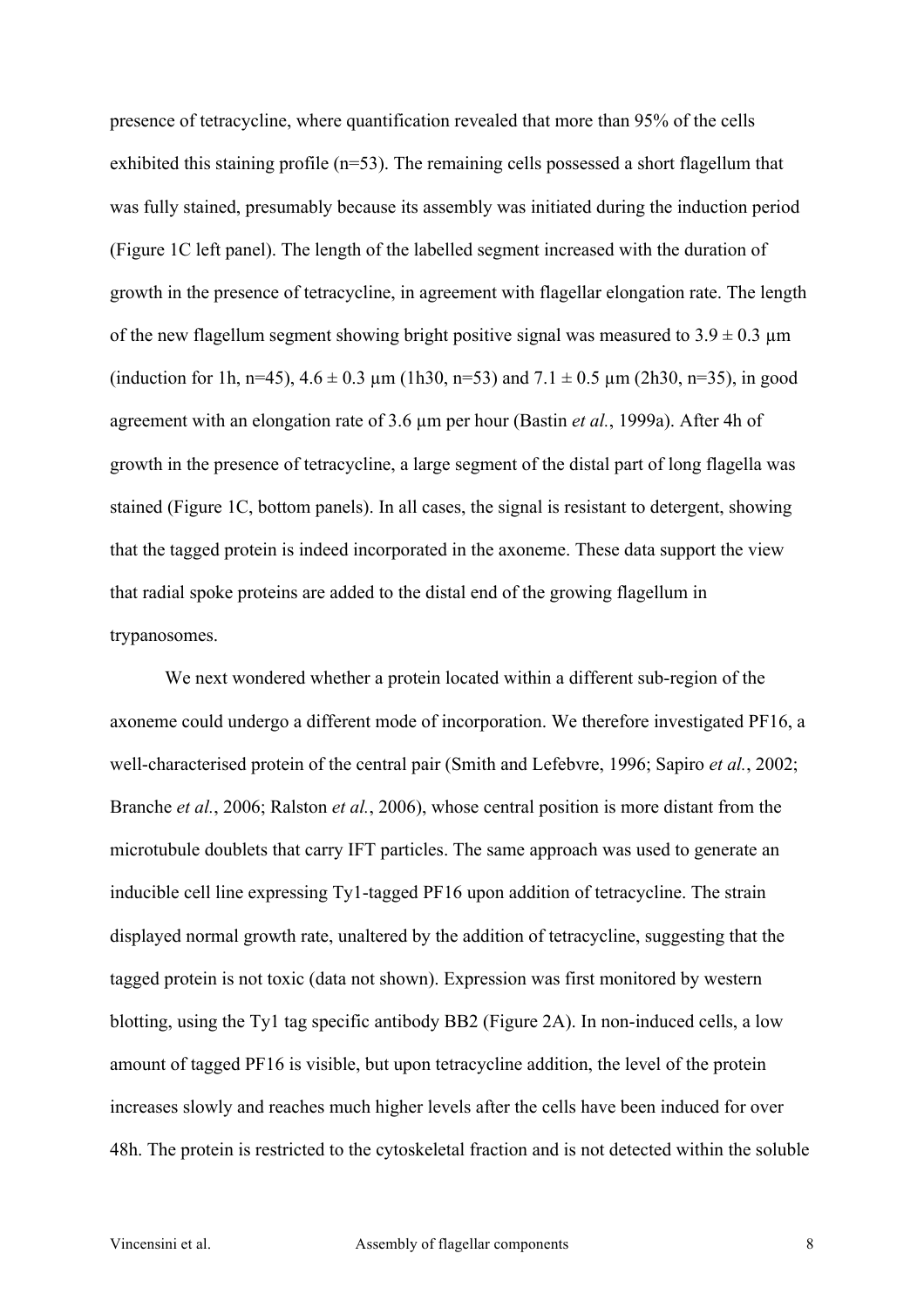presence of tetracycline, where quantification revealed that more than 95% of the cells exhibited this staining profile (n=53). The remaining cells possessed a short flagellum that was fully stained, presumably because its assembly was initiated during the induction period (Figure 1C left panel). The length of the labelled segment increased with the duration of growth in the presence of tetracycline, in agreement with flagellar elongation rate. The length of the new flagellum segment showing bright positive signal was measured to $3.9 \pm 0.3$ µm (induction for 1h, n=45), $4.6 \pm 0.3$ µm (1h30, n=53) and $7.1 \pm 0.5$ µm (2h30, n=35), in good agreement with an elongation rate of 3.6 µm per hour (Bastin *et al.*, 1999a). After 4h of growth in the presence of tetracycline, a large segment of the distal part of long flagella was stained (Figure 1C, bottom panels). In all cases, the signal is resistant to detergent, showing that the tagged protein is indeed incorporated in the axoneme. These data support the view that radial spoke proteins are added to the distal end of the growing flagellum in trypanosomes.

We next wondered whether a protein located within a different sub-region of the axoneme could undergo a different mode of incorporation. We therefore investigated PF16, a well-characterised protein of the central pair (Smith and Lefebvre, 1996; Sapiro *et al.*, 2002; Branche *et al.*, 2006; Ralston *et al.*, 2006), whose central position is more distant from the microtubule doublets that carry IFT particles. The same approach was used to generate an inducible cell line expressing Ty1-tagged PF16 upon addition of tetracycline. The strain displayed normal growth rate, unaltered by the addition of tetracycline, suggesting that the tagged protein is not toxic (data not shown). Expression was first monitored by western blotting, using the Ty1 tag specific antibody BB2 (Figure 2A). In non-induced cells, a low amount of tagged PF16 is visible, but upon tetracycline addition, the level of the protein increases slowly and reaches much higher levels after the cells have been induced for over 48h. The protein is restricted to the cytoskeletal fraction and is not detected within the soluble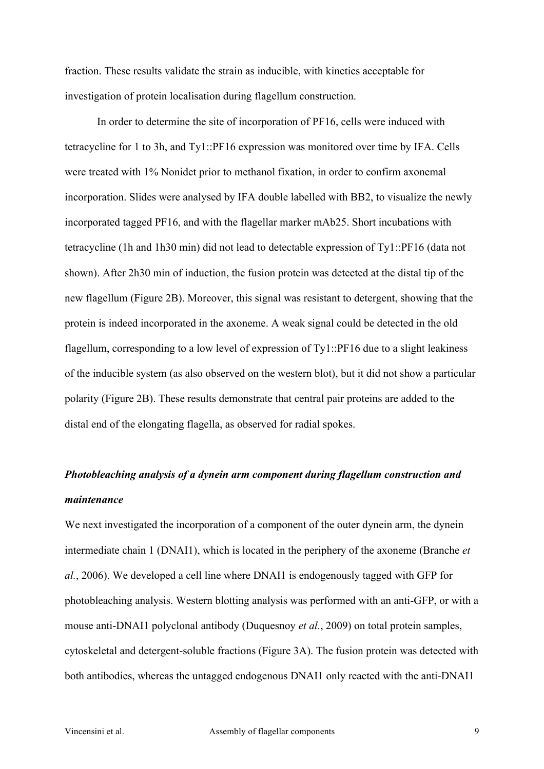fraction. These results validate the strain as inducible, with kinetics acceptable for investigation of protein localisation during flagellum construction.

In order to determine the site of incorporation of PF16, cells were induced with tetracycline for 1 to 3h, and Ty1::PF16 expression was monitored over time by IFA. Cells were treated with 1% Nonidet prior to methanol fixation, in order to confirm axonemal incorporation. Slides were analysed by IFA double labelled with BB2, to visualize the newly incorporated tagged PF16, and with the flagellar marker mAb25. Short incubations with tetracycline (1h and 1h30 min) did not lead to detectable expression of Ty1::PF16 (data not shown). After 2h30 min of induction, the fusion protein was detected at the distal tip of the new flagellum (Figure 2B). Moreover, this signal was resistant to detergent, showing that the protein is indeed incorporated in the axoneme. A weak signal could be detected in the old flagellum, corresponding to a low level of expression of Ty1::PF16 due to a slight leakiness of the inducible system (as also observed on the western blot), but it did not show a particular polarity (Figure 2B). These results demonstrate that central pair proteins are added to the distal end of the elongating flagella, as observed for radial spokes.

### *Photobleaching analysis of a dynein arm component during flagellum construction and maintenance*

We next investigated the incorporation of a component of the outer dynein arm, the dynein intermediate chain 1 (DNAI1), which is located in the periphery of the axoneme (Branche *et al.*, 2006). We developed a cell line where DNAI1 is endogenously tagged with GFP for photobleaching analysis. Western blotting analysis was performed with an anti-GFP, or with a mouse anti-DNAI1 polyclonal antibody (Duquesnoy *et al.*, 2009) on total protein samples, cytoskeletal and detergent-soluble fractions (Figure 3A). The fusion protein was detected with both antibodies, whereas the untagged endogenous DNAI1 only reacted with the anti-DNAI1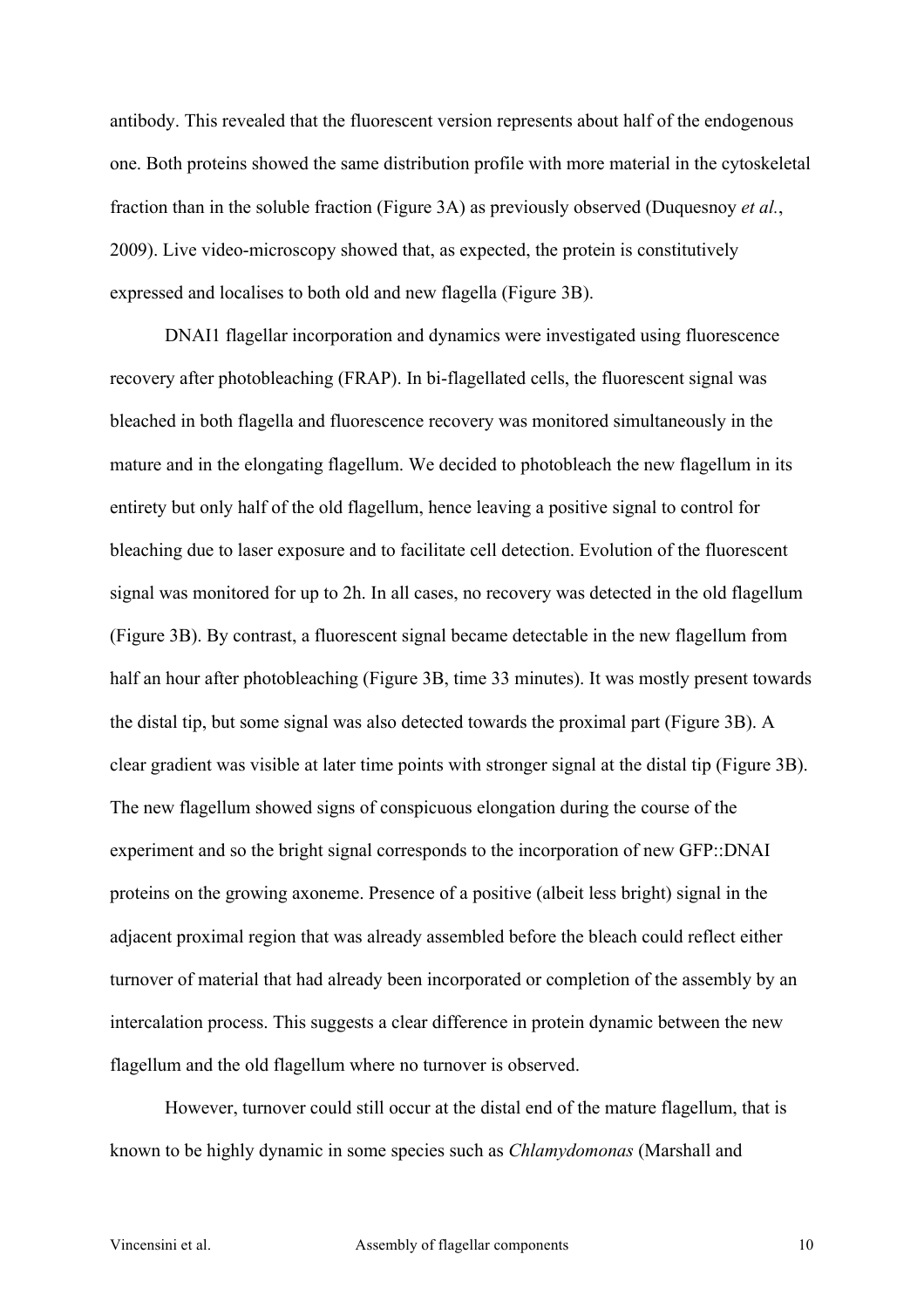antibody. This revealed that the fluorescent version represents about half of the endogenous one. Both proteins showed the same distribution profile with more material in the cytoskeletal fraction than in the soluble fraction (Figure 3A) as previously observed (Duquesnoy *et al.*, 2009). Live video-microscopy showed that, as expected, the protein is constitutively expressed and localises to both old and new flagella (Figure 3B).

DNAI1 flagellar incorporation and dynamics were investigated using fluorescence recovery after photobleaching (FRAP). In bi-flagellated cells, the fluorescent signal was bleached in both flagella and fluorescence recovery was monitored simultaneously in the mature and in the elongating flagellum. We decided to photobleach the new flagellum in its entirety but only half of the old flagellum, hence leaving a positive signal to control for bleaching due to laser exposure and to facilitate cell detection. Evolution of the fluorescent signal was monitored for up to 2h. In all cases, no recovery was detected in the old flagellum (Figure 3B). By contrast, a fluorescent signal became detectable in the new flagellum from half an hour after photobleaching (Figure 3B, time 33 minutes). It was mostly present towards the distal tip, but some signal was also detected towards the proximal part (Figure 3B). A clear gradient was visible at later time points with stronger signal at the distal tip (Figure 3B). The new flagellum showed signs of conspicuous elongation during the course of the experiment and so the bright signal corresponds to the incorporation of new GFP::DNAI proteins on the growing axoneme. Presence of a positive (albeit less bright) signal in the adjacent proximal region that was already assembled before the bleach could reflect either turnover of material that had already been incorporated or completion of the assembly by an intercalation process. This suggests a clear difference in protein dynamic between the new flagellum and the old flagellum where no turnover is observed.

However, turnover could still occur at the distal end of the mature flagellum, that is known to be highly dynamic in some species such as *Chlamydomonas* (Marshall and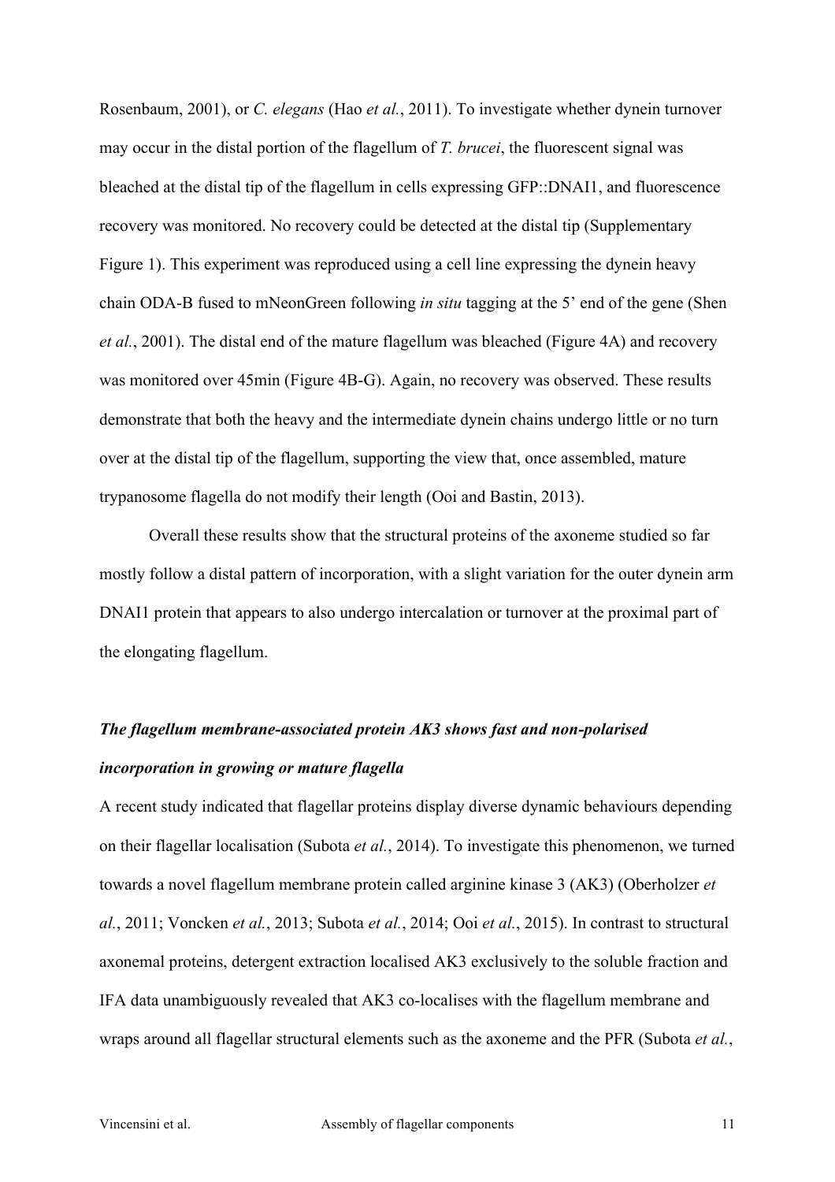Rosenbaum, 2001), or *C. elegans* (Hao *et al.*, 2011). To investigate whether dynein turnover may occur in the distal portion of the flagellum of *T. brucei*, the fluorescent signal was bleached at the distal tip of the flagellum in cells expressing GFP::DNAI1, and fluorescence recovery was monitored. No recovery could be detected at the distal tip (Supplementary Figure 1). This experiment was reproduced using a cell line expressing the dynein heavy chain ODA-B fused to mNeonGreen following *in situ* tagging at the 5' end of the gene (Shen *et al.*, 2001). The distal end of the mature flagellum was bleached (Figure 4A) and recovery was monitored over 45min (Figure 4B-G). Again, no recovery was observed. These results demonstrate that both the heavy and the intermediate dynein chains undergo little or no turn over at the distal tip of the flagellum, supporting the view that, once assembled, mature trypanosome flagella do not modify their length (Ooi and Bastin, 2013).

Overall these results show that the structural proteins of the axoneme studied so far mostly follow a distal pattern of incorporation, with a slight variation for the outer dynein arm DNAI1 protein that appears to also undergo intercalation or turnover at the proximal part of the elongating flagellum.

### *The flagellum membrane-associated protein AK3 shows fast and non-polarised incorporation in growing or mature flagella*

A recent study indicated that flagellar proteins display diverse dynamic behaviours depending on their flagellar localisation (Subota *et al.*, 2014). To investigate this phenomenon, we turned towards a novel flagellum membrane protein called arginine kinase 3 (AK3) (Oberholzer *et al.*, 2011; Voncken *et al.*, 2013; Subota *et al.*, 2014; Ooi *et al.*, 2015). In contrast to structural axonemal proteins, detergent extraction localised AK3 exclusively to the soluble fraction and IFA data unambiguously revealed that AK3 co-localises with the flagellum membrane and wraps around all flagellar structural elements such as the axoneme and the PFR (Subota *et al.*,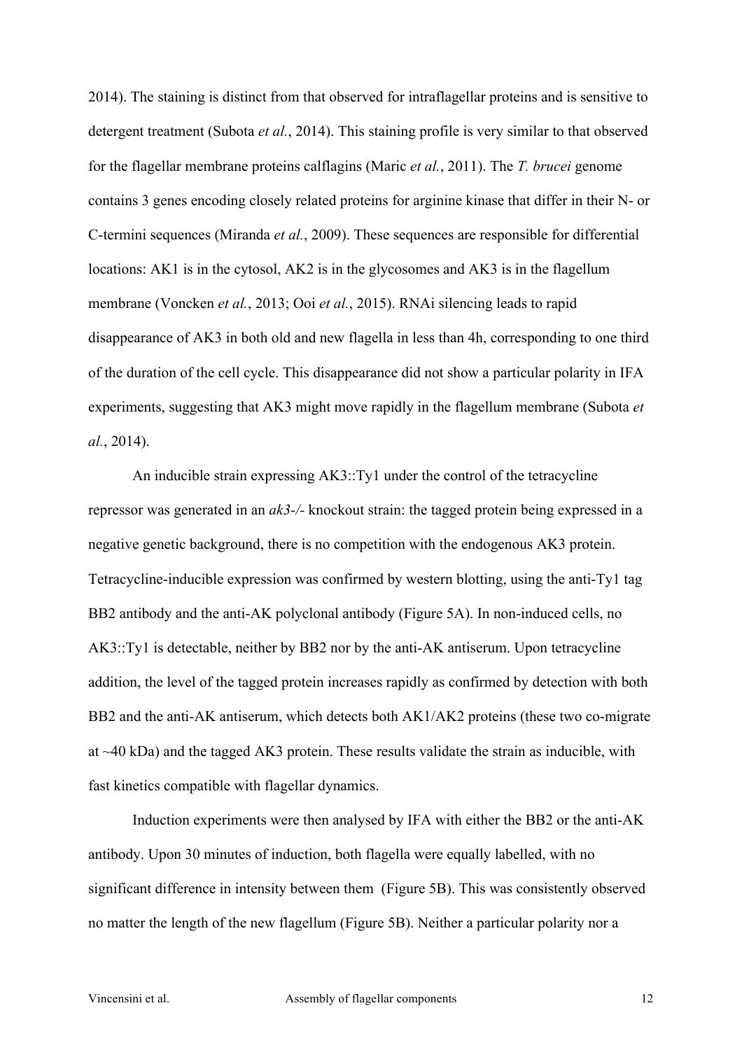2014). The staining is distinct from that observed for intraflagellar proteins and is sensitive to detergent treatment (Subota *et al.*, 2014). This staining profile is very similar to that observed for the flagellar membrane proteins calflagins (Maric *et al.*, 2011). The *T. brucei* genome contains 3 genes encoding closely related proteins for arginine kinase that differ in their N- or C-termini sequences (Miranda *et al.*, 2009). These sequences are responsible for differential locations: AK1 is in the cytosol, AK2 is in the glycosomes and AK3 is in the flagellum membrane (Voncken *et al.*, 2013; Ooi *et al.*, 2015). RNAi silencing leads to rapid disappearance of AK3 in both old and new flagella in less than 4h, corresponding to one third of the duration of the cell cycle. This disappearance did not show a particular polarity in IFA experiments, suggesting that AK3 might move rapidly in the flagellum membrane (Subota *et al.*, 2014).

An inducible strain expressing AK3::Ty1 under the control of the tetracycline repressor was generated in an *ak3-/-* knockout strain: the tagged protein being expressed in a negative genetic background, there is no competition with the endogenous AK3 protein. Tetracycline-inducible expression was confirmed by western blotting, using the anti-Ty1 tag BB2 antibody and the anti-AK polyclonal antibody (Figure 5A). In non-induced cells, no AK3::Ty1 is detectable, neither by BB2 nor by the anti-AK antiserum. Upon tetracycline addition, the level of the tagged protein increases rapidly as confirmed by detection with both BB2 and the anti-AK antiserum, which detects both AK1/AK2 proteins (these two co-migrate at ~40 kDa) and the tagged AK3 protein. These results validate the strain as inducible, with fast kinetics compatible with flagellar dynamics.

Induction experiments were then analysed by IFA with either the BB2 or the anti-AK antibody. Upon 30 minutes of induction, both flagella were equally labelled, with no significant difference in intensity between them (Figure 5B). This was consistently observed no matter the length of the new flagellum (Figure 5B). Neither a particular polarity nor a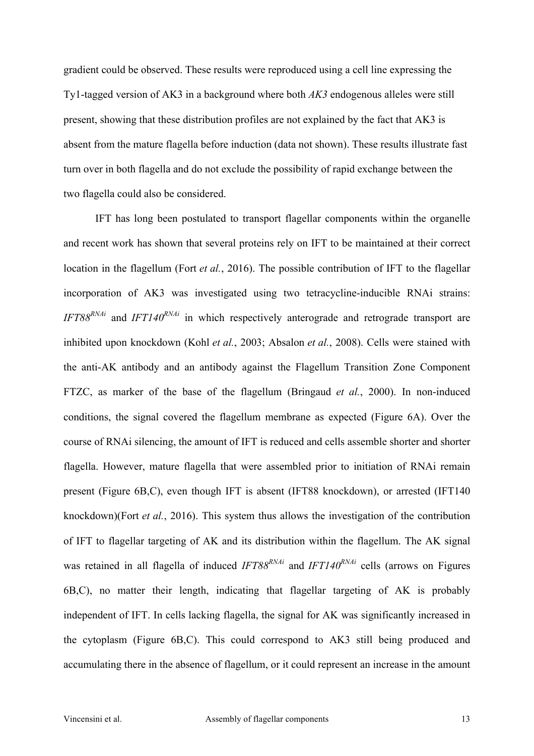gradient could be observed. These results were reproduced using a cell line expressing the Ty1-tagged version of AK3 in a background where both *AK3* endogenous alleles were still present, showing that these distribution profiles are not explained by the fact that AK3 is absent from the mature flagella before induction (data not shown). These results illustrate fast turn over in both flagella and do not exclude the possibility of rapid exchange between the two flagella could also be considered.

IFT has long been postulated to transport flagellar components within the organelle and recent work has shown that several proteins rely on IFT to be maintained at their correct location in the flagellum (Fort *et al.*, 2016). The possible contribution of IFT to the flagellar incorporation of AK3 was investigated using two tetracycline-inducible RNAi strains: *IFT88$^{RNAi}$* and *IFT140$^{RNAi}$* in which respectively anterograde and retrograde transport are inhibited upon knockdown (Kohl *et al.*, 2003; Absalon *et al.*, 2008). Cells were stained with the anti-AK antibody and an antibody against the Flagellum Transition Zone Component FTZC, as marker of the base of the flagellum (Bringaud *et al.*, 2000). In non-induced conditions, the signal covered the flagellum membrane as expected (Figure 6A). Over the course of RNAi silencing, the amount of IFT is reduced and cells assemble shorter and shorter flagella. However, mature flagella that were assembled prior to initiation of RNAi remain present (Figure 6B,C), even though IFT is absent (IFT88 knockdown), or arrested (IFT140 knockdown)(Fort *et al.*, 2016). This system thus allows the investigation of the contribution of IFT to flagellar targeting of AK and its distribution within the flagellum. The AK signal was retained in all flagella of induced *IFT88$^{RNAi}$* and *IFT140$^{RNAi}$* cells (arrows on Figures 6B,C), no matter their length, indicating that flagellar targeting of AK is probably independent of IFT. In cells lacking flagella, the signal for AK was significantly increased in the cytoplasm (Figure 6B,C). This could correspond to AK3 still being produced and accumulating there in the absence of flagellum, or it could represent an increase in the amount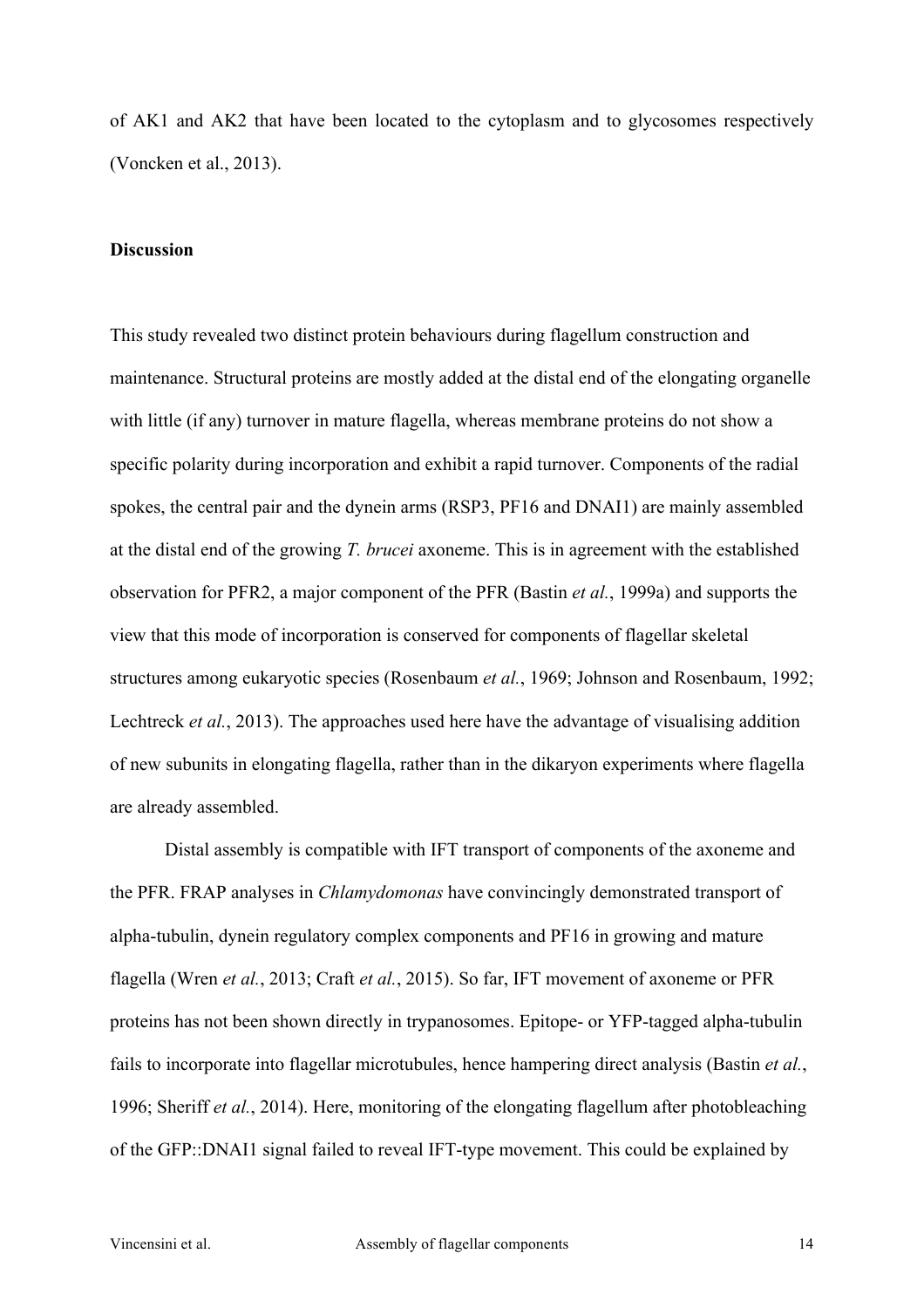of AK1 and AK2 that have been located to the cytoplasm and to glycosomes respectively (Voncken et al., 2013).

## Discussion

This study revealed two distinct protein behaviours during flagellum construction and maintenance. Structural proteins are mostly added at the distal end of the elongating organelle with little (if any) turnover in mature flagella, whereas membrane proteins do not show a specific polarity during incorporation and exhibit a rapid turnover. Components of the radial spokes, the central pair and the dynein arms (RSP3, PF16 and DNAI1) are mainly assembled at the distal end of the growing *T. brucei* axoneme. This is in agreement with the established observation for PFR2, a major component of the PFR (Bastin *et al.*, 1999a) and supports the view that this mode of incorporation is conserved for components of flagellar skeletal structures among eukaryotic species (Rosenbaum *et al.*, 1969; Johnson and Rosenbaum, 1992; Lechtreck *et al.*, 2013). The approaches used here have the advantage of visualising addition of new subunits in elongating flagella, rather than in the dikaryon experiments where flagella are already assembled.

Distal assembly is compatible with IFT transport of components of the axoneme and the PFR. FRAP analyses in *Chlamydomonas* have convincingly demonstrated transport of alpha-tubulin, dynein regulatory complex components and PF16 in growing and mature flagella (Wren *et al.*, 2013; Craft *et al.*, 2015). So far, IFT movement of axoneme or PFR proteins has not been shown directly in trypanosomes. Epitope- or YFP-tagged alpha-tubulin fails to incorporate into flagellar microtubules, hence hampering direct analysis (Bastin *et al.*, 1996; Sheriff *et al.*, 2014). Here, monitoring of the elongating flagellum after photobleaching of the GFP::DNAI1 signal failed to reveal IFT-type movement. This could be explained by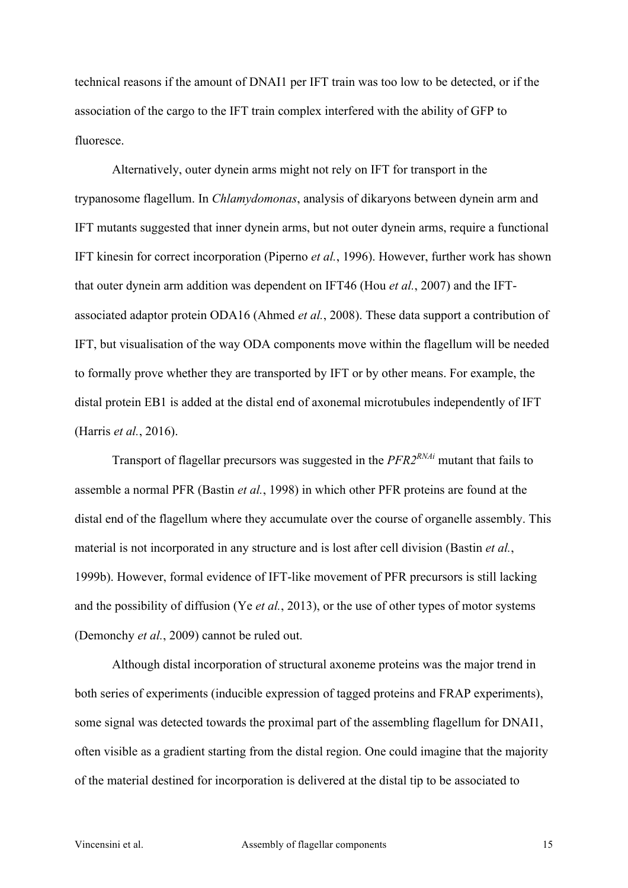technical reasons if the amount of DNAI1 per IFT train was too low to be detected, or if the association of the cargo to the IFT train complex interfered with the ability of GFP to fluoresce.

Alternatively, outer dynein arms might not rely on IFT for transport in the trypanosome flagellum. In *Chlamydomonas*, analysis of dikaryons between dynein arm and IFT mutants suggested that inner dynein arms, but not outer dynein arms, require a functional IFT kinesin for correct incorporation (Piperno *et al.*, 1996). However, further work has shown that outer dynein arm addition was dependent on IFT46 (Hou *et al.*, 2007) and the IFT-associated adaptor protein ODA16 (Ahmed *et al.*, 2008). These data support a contribution of IFT, but visualisation of the way ODA components move within the flagellum will be needed to formally prove whether they are transported by IFT or by other means. For example, the distal protein EB1 is added at the distal end of axonemal microtubules independently of IFT (Harris *et al.*, 2016).

Transport of flagellar precursors was suggested in the *PFR2*$^{RNAi}$ mutant that fails to assemble a normal PFR (Bastin *et al.*, 1998) in which other PFR proteins are found at the distal end of the flagellum where they accumulate over the course of organelle assembly. This material is not incorporated in any structure and is lost after cell division (Bastin *et al.*, 1999b). However, formal evidence of IFT-like movement of PFR precursors is still lacking and the possibility of diffusion (Ye *et al.*, 2013), or the use of other types of motor systems (Demonchy *et al.*, 2009) cannot be ruled out.

Although distal incorporation of structural axoneme proteins was the major trend in both series of experiments (inducible expression of tagged proteins and FRAP experiments), some signal was detected towards the proximal part of the assembling flagellum for DNAI1, often visible as a gradient starting from the distal region. One could imagine that the majority of the material destined for incorporation is delivered at the distal tip to be associated to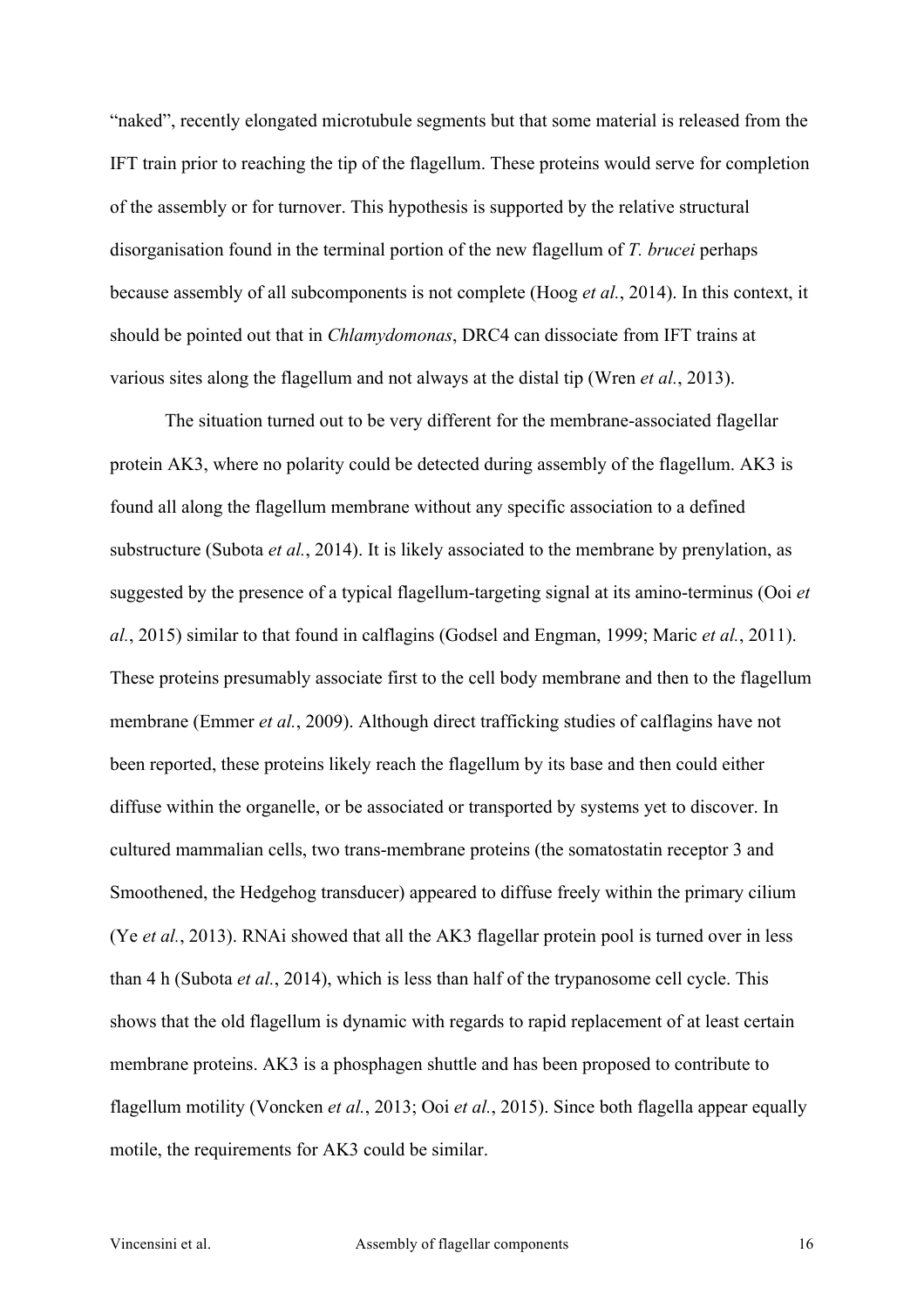"naked", recently elongated microtubule segments but that some material is released from the IFT train prior to reaching the tip of the flagellum. These proteins would serve for completion of the assembly or for turnover. This hypothesis is supported by the relative structural disorganisation found in the terminal portion of the new flagellum of *T. brucei* perhaps because assembly of all subcomponents is not complete (Hoog *et al.*, 2014). In this context, it should be pointed out that in *Chlamydomonas*, DRC4 can dissociate from IFT trains at various sites along the flagellum and not always at the distal tip (Wren *et al.*, 2013).

The situation turned out to be very different for the membrane-associated flagellar protein AK3, where no polarity could be detected during assembly of the flagellum. AK3 is found all along the flagellum membrane without any specific association to a defined substructure (Subota *et al.*, 2014). It is likely associated to the membrane by prenylation, as suggested by the presence of a typical flagellum-targeting signal at its amino-terminus (Ooi *et al.*, 2015) similar to that found in calflagins (Godsel and Engman, 1999; Maric *et al.*, 2011). These proteins presumably associate first to the cell body membrane and then to the flagellum membrane (Emmer *et al.*, 2009). Although direct trafficking studies of calflagins have not been reported, these proteins likely reach the flagellum by its base and then could either diffuse within the organelle, or be associated or transported by systems yet to discover. In cultured mammalian cells, two trans-membrane proteins (the somatostatin receptor 3 and Smoothened, the Hedgehog transducer) appeared to diffuse freely within the primary cilium (Ye *et al.*, 2013). RNAi showed that all the AK3 flagellar protein pool is turned over in less than 4 h (Subota *et al.*, 2014), which is less than half of the trypanosome cell cycle. This shows that the old flagellum is dynamic with regards to rapid replacement of at least certain membrane proteins. AK3 is a phosphagen shuttle and has been proposed to contribute to flagellum motility (Voncken *et al.*, 2013; Ooi *et al.*, 2015). Since both flagella appear equally motile, the requirements for AK3 could be similar.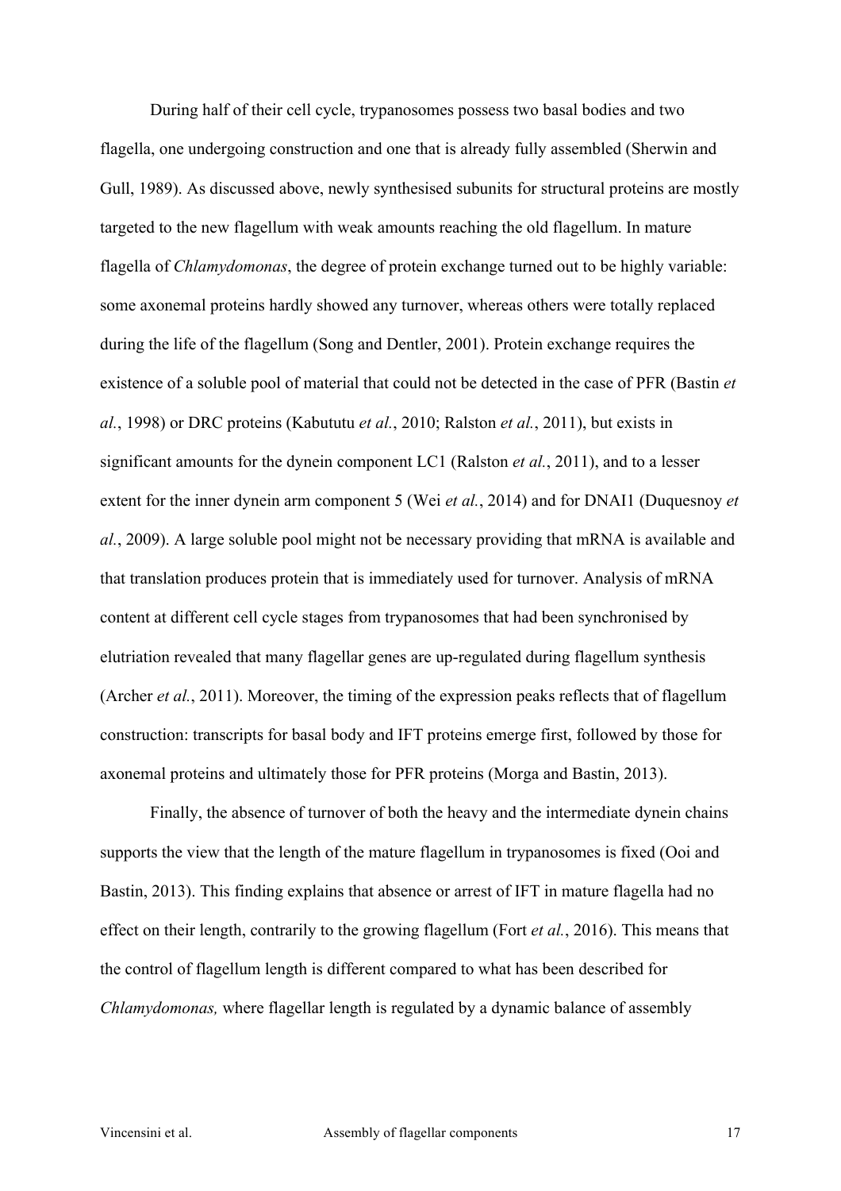During half of their cell cycle, trypanosomes possess two basal bodies and two flagella, one undergoing construction and one that is already fully assembled (Sherwin and Gull, 1989). As discussed above, newly synthesised subunits for structural proteins are mostly targeted to the new flagellum with weak amounts reaching the old flagellum. In mature flagella of *Chlamydomonas*, the degree of protein exchange turned out to be highly variable: some axonemal proteins hardly showed any turnover, whereas others were totally replaced during the life of the flagellum (Song and Dentler, 2001). Protein exchange requires the existence of a soluble pool of material that could not be detected in the case of PFR (Bastin *et al.*, 1998) or DRC proteins (Kabututu *et al.*, 2010; Ralston *et al.*, 2011), but exists in significant amounts for the dynein component LC1 (Ralston *et al.*, 2011), and to a lesser extent for the inner dynein arm component 5 (Wei *et al.*, 2014) and for DNAI1 (Duquesnoy *et al.*, 2009). A large soluble pool might not be necessary providing that mRNA is available and that translation produces protein that is immediately used for turnover. Analysis of mRNA content at different cell cycle stages from trypanosomes that had been synchronised by elutriation revealed that many flagellar genes are up-regulated during flagellum synthesis (Archer *et al.*, 2011). Moreover, the timing of the expression peaks reflects that of flagellum construction: transcripts for basal body and IFT proteins emerge first, followed by those for axonemal proteins and ultimately those for PFR proteins (Morga and Bastin, 2013).

Finally, the absence of turnover of both the heavy and the intermediate dynein chains supports the view that the length of the mature flagellum in trypanosomes is fixed (Ooi and Bastin, 2013). This finding explains that absence or arrest of IFT in mature flagella had no effect on their length, contrarily to the growing flagellum (Fort *et al.*, 2016). This means that the control of flagellum length is different compared to what has been described for *Chlamydomonas,* where flagellar length is regulated by a dynamic balance of assembly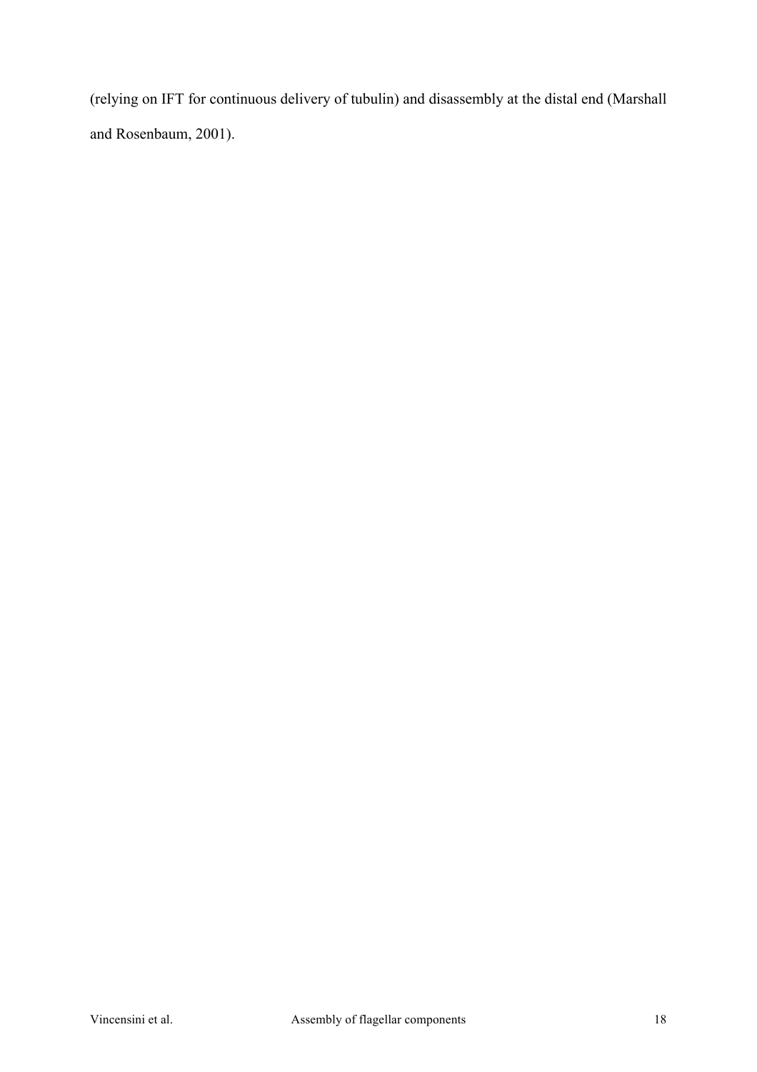(relying on IFT for continuous delivery of tubulin) and disassembly at the distal end (Marshall and Rosenbaum, 2001).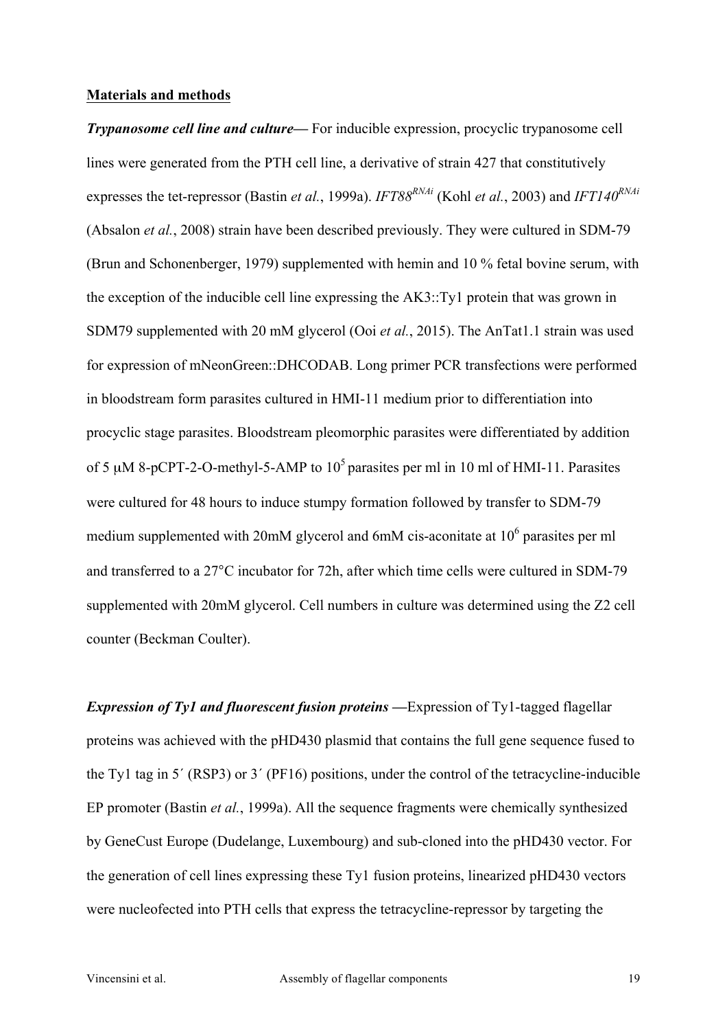## Materials and methods

***Trypanosome cell line and culture*—** For inducible expression, procyclic trypanosome cell lines were generated from the PTH cell line, a derivative of strain 427 that constitutively expresses the tet-repressor (Bastin *et al.*, 1999a). *IFT88*$^{RNAi}$ (Kohl *et al.*, 2003) and *IFT140*$^{RNAi}$ (Absalon *et al.*, 2008) strain have been described previously. They were cultured in SDM-79 (Brun and Schonenberger, 1979) supplemented with hemin and 10 % fetal bovine serum, with the exception of the inducible cell line expressing the AK3::Ty1 protein that was grown in SDM79 supplemented with 20 mM glycerol (Ooi *et al.*, 2015). The AnTat1.1 strain was used for expression of mNeonGreen::DHCODAB. Long primer PCR transfections were performed in bloodstream form parasites cultured in HMI-11 medium prior to differentiation into procyclic stage parasites. Bloodstream pleomorphic parasites were differentiated by addition of 5 μM 8-pCPT-2-O-methyl-5-AMP to $10^5$ parasites per ml in 10 ml of HMI-11. Parasites were cultured for 48 hours to induce stumpy formation followed by transfer to SDM-79 medium supplemented with 20mM glycerol and 6mM cis-aconitate at $10^6$ parasites per ml and transferred to a 27°C incubator for 72h, after which time cells were cultured in SDM-79 supplemented with 20mM glycerol. Cell numbers in culture was determined using the Z2 cell counter (Beckman Coulter).

***Expression of Ty1 and fluorescent fusion proteins* —**Expression of Ty1-tagged flagellar proteins was achieved with the pHD430 plasmid that contains the full gene sequence fused to the Ty1 tag in 5´ (RSP3) or 3´ (PF16) positions, under the control of the tetracycline-inducible EP promoter (Bastin *et al.*, 1999a). All the sequence fragments were chemically synthesized by GeneCust Europe (Dudelange, Luxembourg) and sub-cloned into the pHD430 vector. For the generation of cell lines expressing these Ty1 fusion proteins, linearized pHD430 vectors were nucleofected into PTH cells that express the tetracycline-repressor by targeting the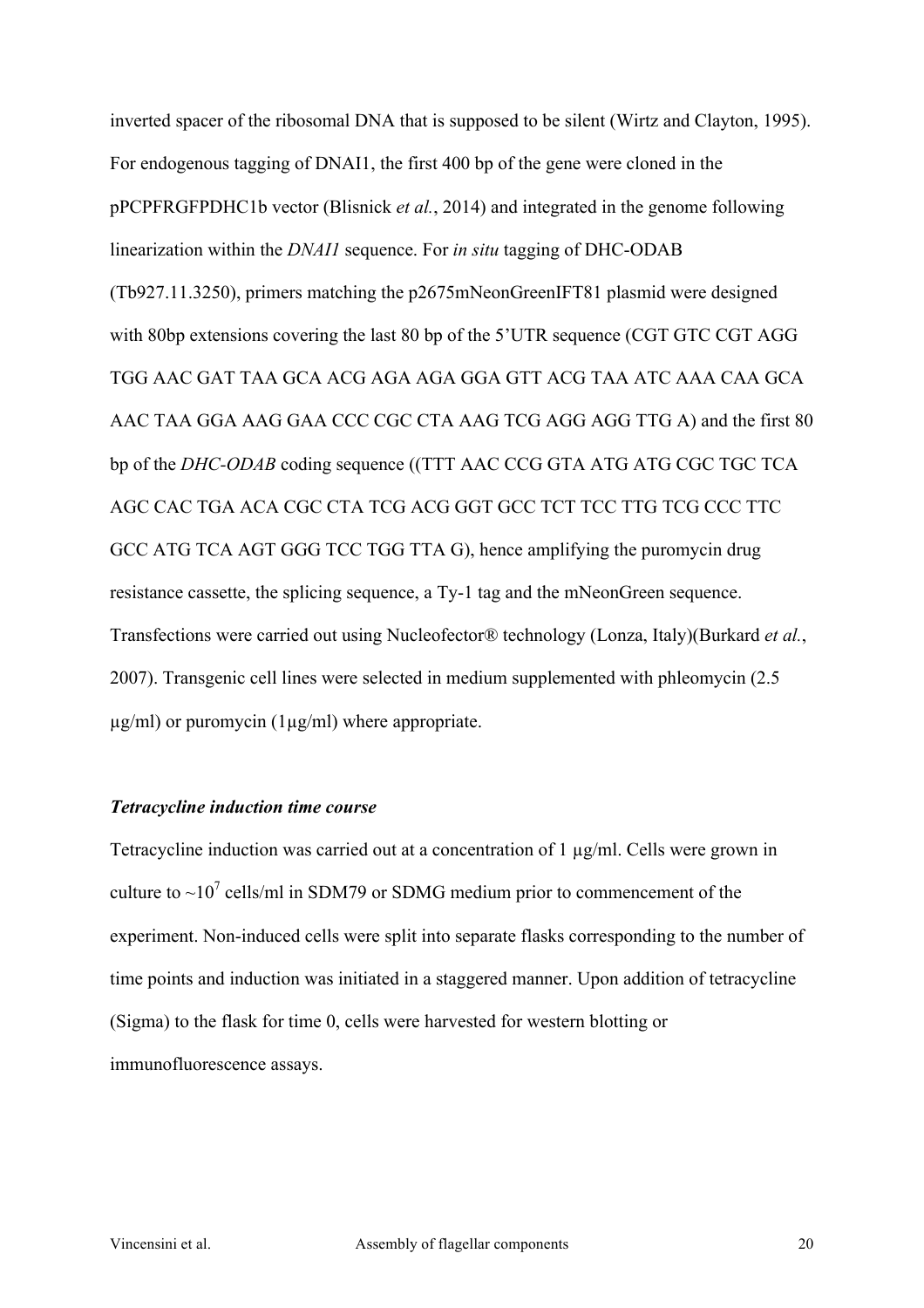inverted spacer of the ribosomal DNA that is supposed to be silent (Wirtz and Clayton, 1995). For endogenous tagging of DNAI1, the first 400 bp of the gene were cloned in the pPCPFRGFPDHC1b vector (Blisnick *et al.*, 2014) and integrated in the genome following linearization within the *DNAI1* sequence. For *in situ* tagging of DHC-ODAB (Tb927.11.3250), primers matching the p2675mNeonGreenIFT81 plasmid were designed with 80bp extensions covering the last 80 bp of the 5'UTR sequence (CGT GTC CGT AGG TGG AAC GAT TAA GCA ACG AGA AGA GGA GTT ACG TAA ATC AAA CAA GCA AAC TAA GGA AAG GAA CCC CGC CTA AAG TCG AGG AGG TTG A) and the first 80 bp of the *DHC-ODAB* coding sequence ((TTT AAC CCG GTA ATG ATG CGC TGC TCA AGC CAC TGA ACA CGC CTA TCG ACG GGT GCC TCT TCC TTG TCG CCC TTC GCC ATG TCA AGT GGG TCC TGG TTA G), hence amplifying the puromycin drug resistance cassette, the splicing sequence, a Ty-1 tag and the mNeonGreen sequence. Transfections were carried out using Nucleofector® technology (Lonza, Italy)(Burkard *et al.*, 2007). Transgenic cell lines were selected in medium supplemented with phleomycin (2.5 µg/ml) or puromycin (1µg/ml) where appropriate.

### *Tetracycline induction time course*

Tetracycline induction was carried out at a concentration of 1 µg/ml. Cells were grown in culture to ~$10^7$ cells/ml in SDM79 or SDMG medium prior to commencement of the experiment. Non-induced cells were split into separate flasks corresponding to the number of time points and induction was initiated in a staggered manner. Upon addition of tetracycline (Sigma) to the flask for time 0, cells were harvested for western blotting or immunofluorescence assays.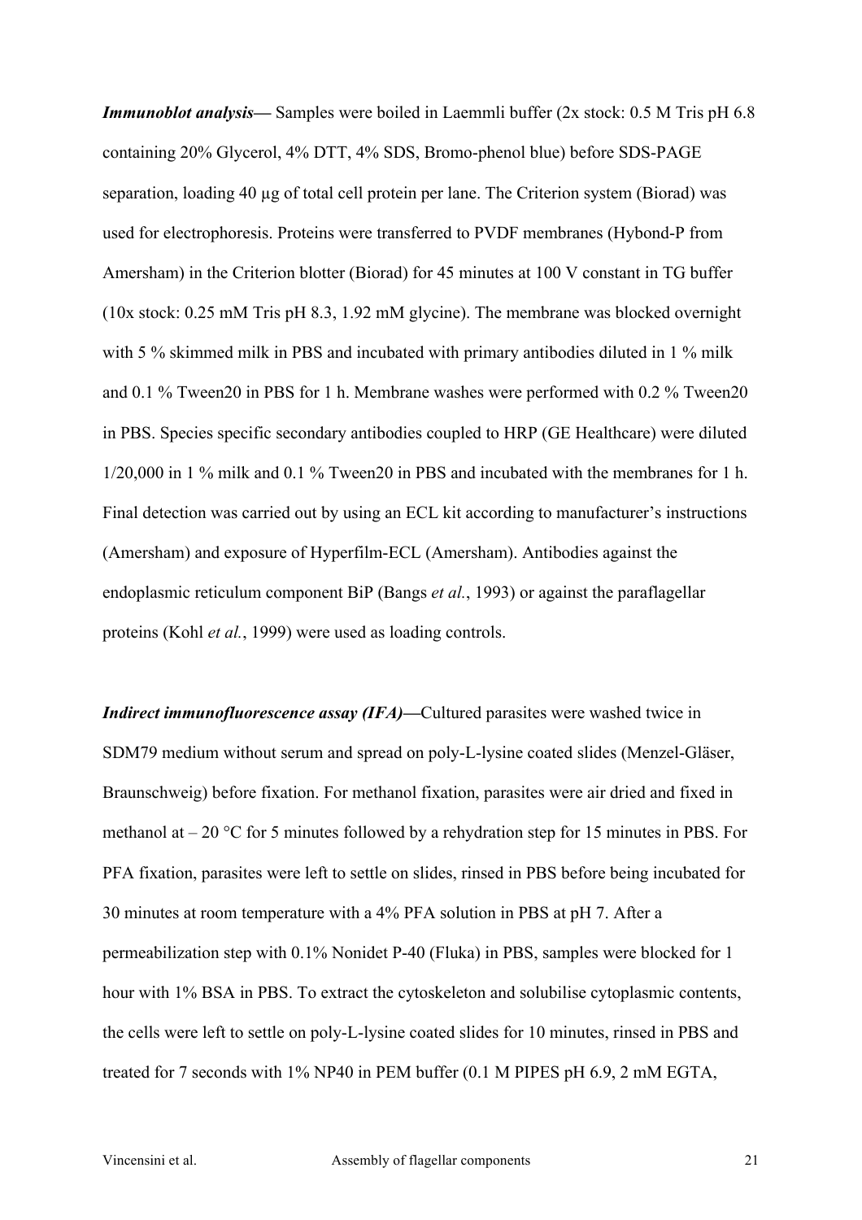***Immunoblot analysis***— Samples were boiled in Laemmli buffer (2x stock: 0.5 M Tris pH 6.8 containing 20% Glycerol, 4% DTT, 4% SDS, Bromo-phenol blue) before SDS-PAGE separation, loading 40 µg of total cell protein per lane. The Criterion system (Biorad) was used for electrophoresis. Proteins were transferred to PVDF membranes (Hybond-P from Amersham) in the Criterion blotter (Biorad) for 45 minutes at 100 V constant in TG buffer (10x stock: 0.25 mM Tris pH 8.3, 1.92 mM glycine). The membrane was blocked overnight with 5 % skimmed milk in PBS and incubated with primary antibodies diluted in 1 % milk and 0.1 % Tween20 in PBS for 1 h. Membrane washes were performed with 0.2 % Tween20 in PBS. Species specific secondary antibodies coupled to HRP (GE Healthcare) were diluted 1/20,000 in 1 % milk and 0.1 % Tween20 in PBS and incubated with the membranes for 1 h. Final detection was carried out by using an ECL kit according to manufacturer's instructions (Amersham) and exposure of Hyperfilm-ECL (Amersham). Antibodies against the endoplasmic reticulum component BiP (Bangs *et al.*, 1993) or against the paraflagellar proteins (Kohl *et al.*, 1999) were used as loading controls.

***Indirect immunofluorescence assay (IFA)***—Cultured parasites were washed twice in SDM79 medium without serum and spread on poly-L-lysine coated slides (Menzel-Gläser, Braunschweig) before fixation. For methanol fixation, parasites were air dried and fixed in methanol at – 20 °C for 5 minutes followed by a rehydration step for 15 minutes in PBS. For PFA fixation, parasites were left to settle on slides, rinsed in PBS before being incubated for 30 minutes at room temperature with a 4% PFA solution in PBS at pH 7. After a permeabilization step with 0.1% Nonidet P-40 (Fluka) in PBS, samples were blocked for 1 hour with 1% BSA in PBS. To extract the cytoskeleton and solubilise cytoplasmic contents, the cells were left to settle on poly-L-lysine coated slides for 10 minutes, rinsed in PBS and treated for 7 seconds with 1% NP40 in PEM buffer (0.1 M PIPES pH 6.9, 2 mM EGTA,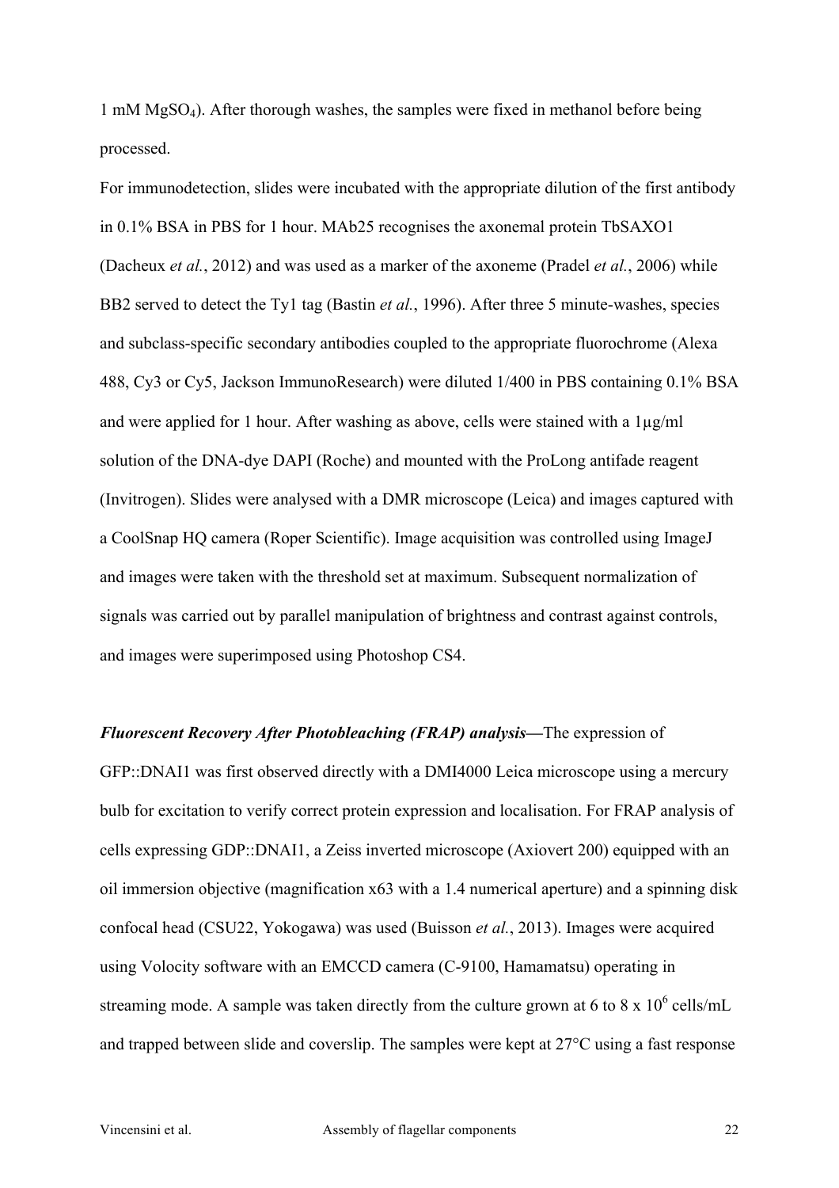1 mM $MgSO_4$). After thorough washes, the samples were fixed in methanol before being processed.

For immunodetection, slides were incubated with the appropriate dilution of the first antibody in 0.1% BSA in PBS for 1 hour. MAb25 recognises the axonemal protein TbSAXO1 (Dacheux *et al.*, 2012) and was used as a marker of the axoneme (Pradel *et al.*, 2006) while BB2 served to detect the Ty1 tag (Bastin *et al.*, 1996). After three 5 minute-washes, species and subclass-specific secondary antibodies coupled to the appropriate fluorochrome (Alexa 488, Cy3 or Cy5, Jackson ImmunoResearch) were diluted 1/400 in PBS containing 0.1% BSA and were applied for 1 hour. After washing as above, cells were stained with a 1µg/ml solution of the DNA-dye DAPI (Roche) and mounted with the ProLong antifade reagent (Invitrogen). Slides were analysed with a DMR microscope (Leica) and images captured with a CoolSnap HQ camera (Roper Scientific). Image acquisition was controlled using ImageJ and images were taken with the threshold set at maximum. Subsequent normalization of signals was carried out by parallel manipulation of brightness and contrast against controls, and images were superimposed using Photoshop CS4.

***Fluorescent Recovery After Photobleaching (FRAP) analysis—***The expression of GFP::DNAI1 was first observed directly with a DMI4000 Leica microscope using a mercury bulb for excitation to verify correct protein expression and localisation. For FRAP analysis of cells expressing GDP::DNAI1, a Zeiss inverted microscope (Axiovert 200) equipped with an oil immersion objective (magnification x63 with a 1.4 numerical aperture) and a spinning disk confocal head (CSU22, Yokogawa) was used (Buisson *et al.*, 2013). Images were acquired using Volocity software with an EMCCD camera (C-9100, Hamamatsu) operating in streaming mode. A sample was taken directly from the culture grown at 6 to 8 x $10^6$ cells/mL and trapped between slide and coverslip. The samples were kept at 27°C using a fast response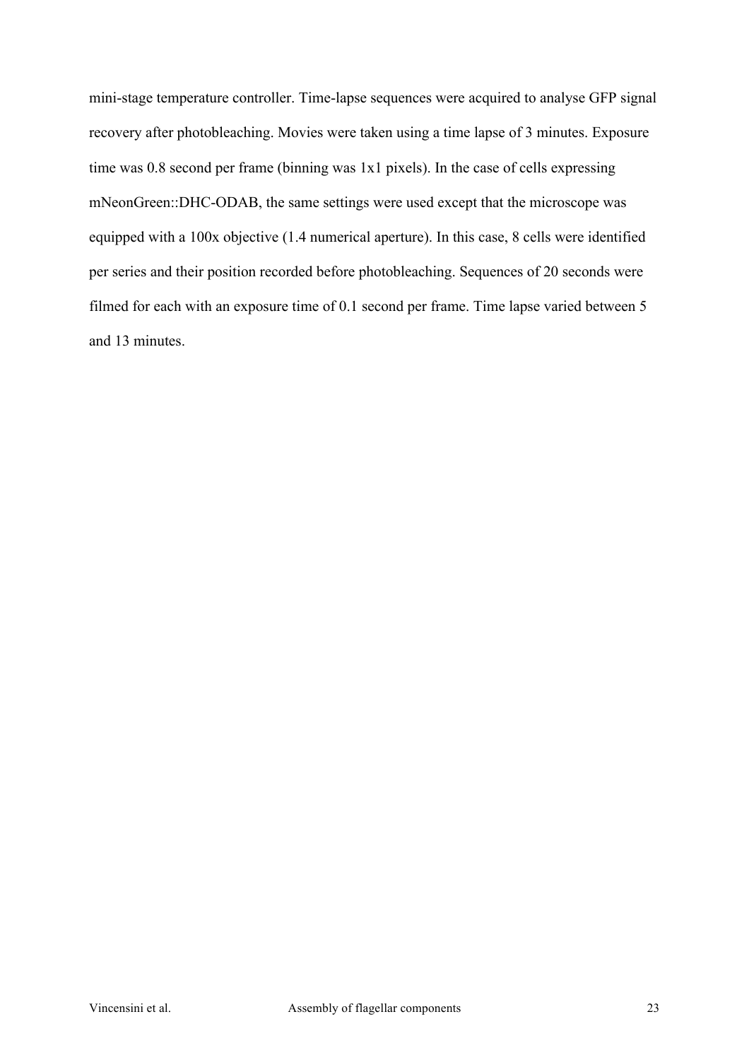mini-stage temperature controller. Time-lapse sequences were acquired to analyse GFP signal recovery after photobleaching. Movies were taken using a time lapse of 3 minutes. Exposure time was 0.8 second per frame (binning was 1x1 pixels). In the case of cells expressing mNeonGreen::DHC-ODAB, the same settings were used except that the microscope was equipped with a 100x objective (1.4 numerical aperture). In this case, 8 cells were identified per series and their position recorded before photobleaching. Sequences of 20 seconds were filmed for each with an exposure time of 0.1 second per frame. Time lapse varied between 5 and 13 minutes.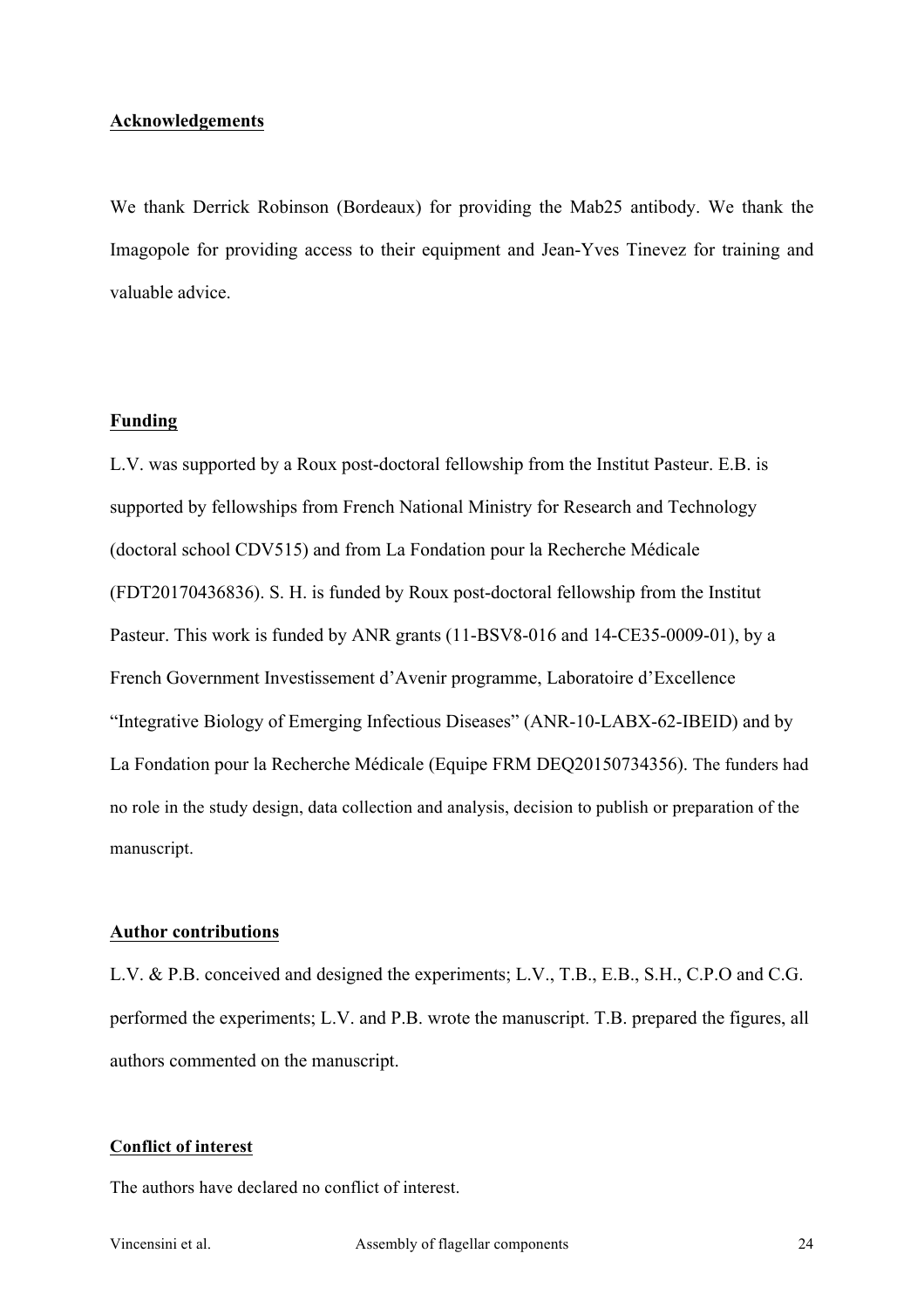## Acknowledgements

We thank Derrick Robinson (Bordeaux) for providing the Mab25 antibody. We thank the Imagopole for providing access to their equipment and Jean-Yves Tinevez for training and valuable advice.

## Funding

L.V. was supported by a Roux post-doctoral fellowship from the Institut Pasteur. E.B. is supported by fellowships from French National Ministry for Research and Technology (doctoral school CDV515) and from La Fondation pour la Recherche Médicale (FDT20170436836). S. H. is funded by Roux post-doctoral fellowship from the Institut Pasteur. This work is funded by ANR grants (11-BSV8-016 and 14-CE35-0009-01), by a French Government Investissement d'Avenir programme, Laboratoire d'Excellence "Integrative Biology of Emerging Infectious Diseases" (ANR-10-LABX-62-IBEID) and by La Fondation pour la Recherche Médicale (Equipe FRM DEQ20150734356). The funders had no role in the study design, data collection and analysis, decision to publish or preparation of the manuscript.

## Author contributions

L.V. & P.B. conceived and designed the experiments; L.V., T.B., E.B., S.H., C.P.O and C.G. performed the experiments; L.V. and P.B. wrote the manuscript. T.B. prepared the figures, all authors commented on the manuscript.

## Conflict of interest

The authors have declared no conflict of interest.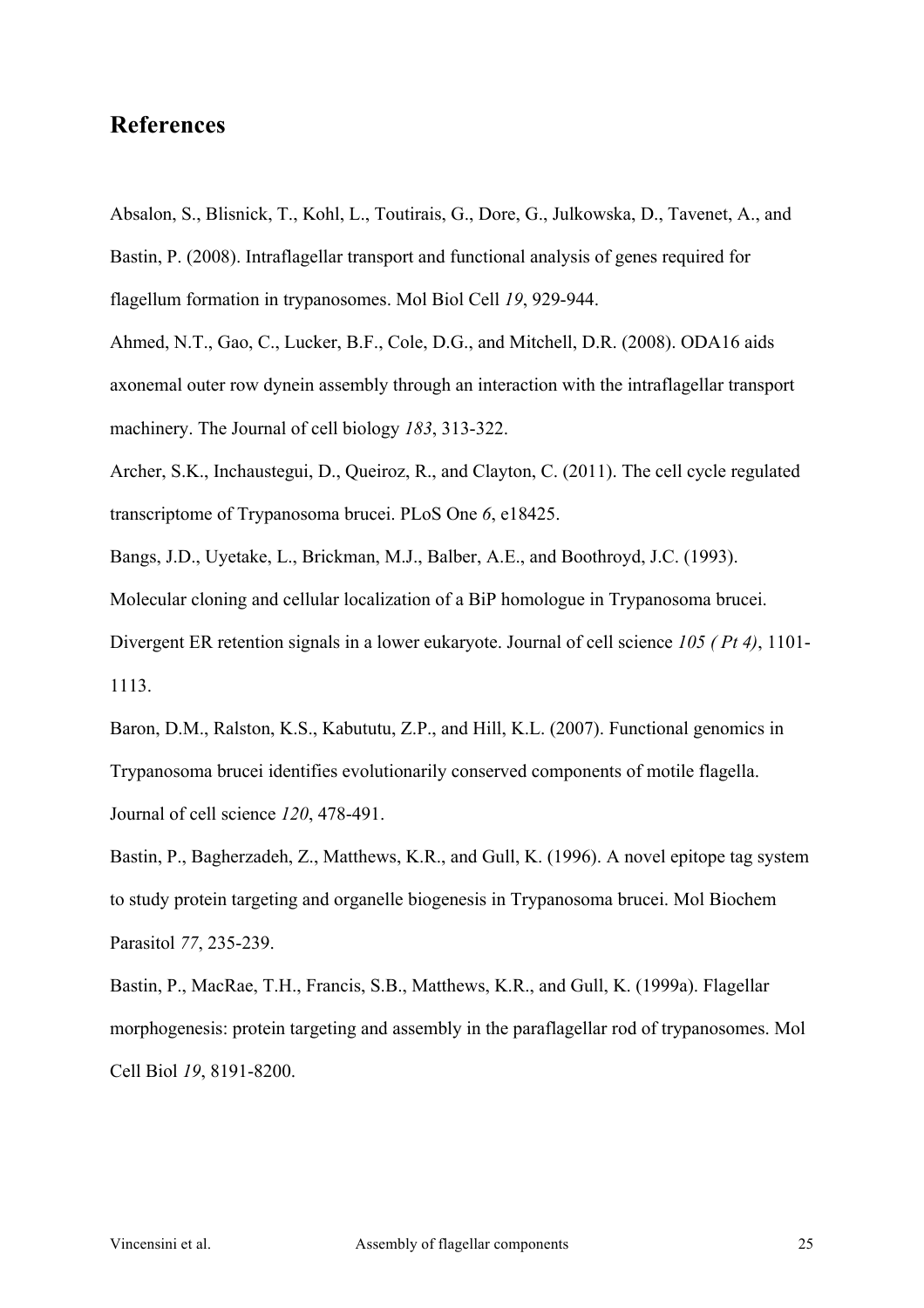## References

Absalon, S., Blisnick, T., Kohl, L., Toutirais, G., Dore, G., Julkowska, D., Tavenet, A., and Bastin, P. (2008). Intraflagellar transport and functional analysis of genes required for flagellum formation in trypanosomes. Mol Biol Cell *19*, 929-944.

Ahmed, N.T., Gao, C., Lucker, B.F., Cole, D.G., and Mitchell, D.R. (2008). ODA16 aids axonemal outer row dynein assembly through an interaction with the intraflagellar transport machinery. The Journal of cell biology *183*, 313-322.

Archer, S.K., Inchaustegui, D., Queiroz, R., and Clayton, C. (2011). The cell cycle regulated transcriptome of Trypanosoma brucei. PLoS One *6*, e18425.

Bangs, J.D., Uyetake, L., Brickman, M.J., Balber, A.E., and Boothroyd, J.C. (1993). Molecular cloning and cellular localization of a BiP homologue in Trypanosoma brucei. Divergent ER retention signals in a lower eukaryote. Journal of cell science *105 ( Pt 4)*, 1101-1113.

Baron, D.M., Ralston, K.S., Kabututu, Z.P., and Hill, K.L. (2007). Functional genomics in Trypanosoma brucei identifies evolutionarily conserved components of motile flagella. Journal of cell science *120*, 478-491.

Bastin, P., Bagherzadeh, Z., Matthews, K.R., and Gull, K. (1996). A novel epitope tag system to study protein targeting and organelle biogenesis in Trypanosoma brucei. Mol Biochem Parasitol *77*, 235-239.

Bastin, P., MacRae, T.H., Francis, S.B., Matthews, K.R., and Gull, K. (1999a). Flagellar morphogenesis: protein targeting and assembly in the paraflagellar rod of trypanosomes. Mol Cell Biol *19*, 8191-8200.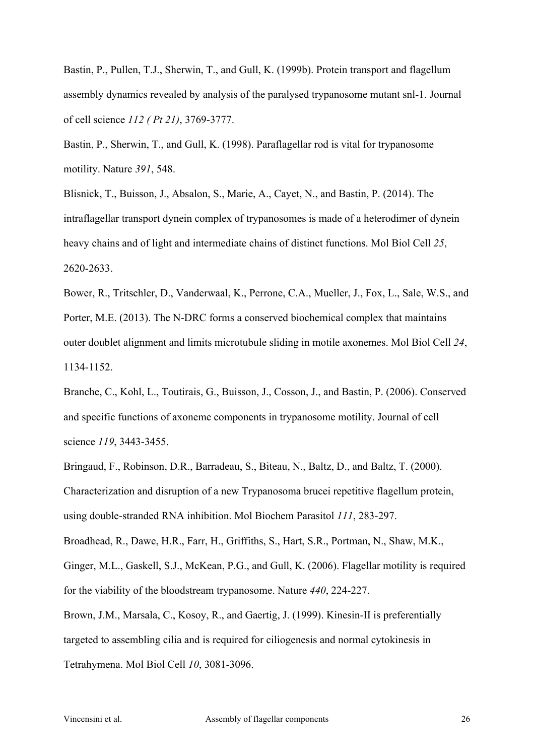Bastin, P., Pullen, T.J., Sherwin, T., and Gull, K. (1999b). Protein transport and flagellum assembly dynamics revealed by analysis of the paralysed trypanosome mutant snl-1. Journal of cell science *112 ( Pt 21)*, 3769-3777.

Bastin, P., Sherwin, T., and Gull, K. (1998). Paraflagellar rod is vital for trypanosome motility. Nature *391*, 548.

Blisnick, T., Buisson, J., Absalon, S., Marie, A., Cayet, N., and Bastin, P. (2014). The intraflagellar transport dynein complex of trypanosomes is made of a heterodimer of dynein heavy chains and of light and intermediate chains of distinct functions. Mol Biol Cell *25*, 2620-2633.

Bower, R., Tritschler, D., Vanderwaal, K., Perrone, C.A., Mueller, J., Fox, L., Sale, W.S., and Porter, M.E. (2013). The N-DRC forms a conserved biochemical complex that maintains outer doublet alignment and limits microtubule sliding in motile axonemes. Mol Biol Cell *24*, 1134-1152.

Branche, C., Kohl, L., Toutirais, G., Buisson, J., Cosson, J., and Bastin, P. (2006). Conserved and specific functions of axoneme components in trypanosome motility. Journal of cell science *119*, 3443-3455.

Bringaud, F., Robinson, D.R., Barradeau, S., Biteau, N., Baltz, D., and Baltz, T. (2000). Characterization and disruption of a new Trypanosoma brucei repetitive flagellum protein, using double-stranded RNA inhibition. Mol Biochem Parasitol *111*, 283-297.

Broadhead, R., Dawe, H.R., Farr, H., Griffiths, S., Hart, S.R., Portman, N., Shaw, M.K., Ginger, M.L., Gaskell, S.J., McKean, P.G., and Gull, K. (2006). Flagellar motility is required for the viability of the bloodstream trypanosome. Nature *440*, 224-227.

Brown, J.M., Marsala, C., Kosoy, R., and Gaertig, J. (1999). Kinesin-II is preferentially targeted to assembling cilia and is required for ciliogenesis and normal cytokinesis in Tetrahymena. Mol Biol Cell *10*, 3081-3096.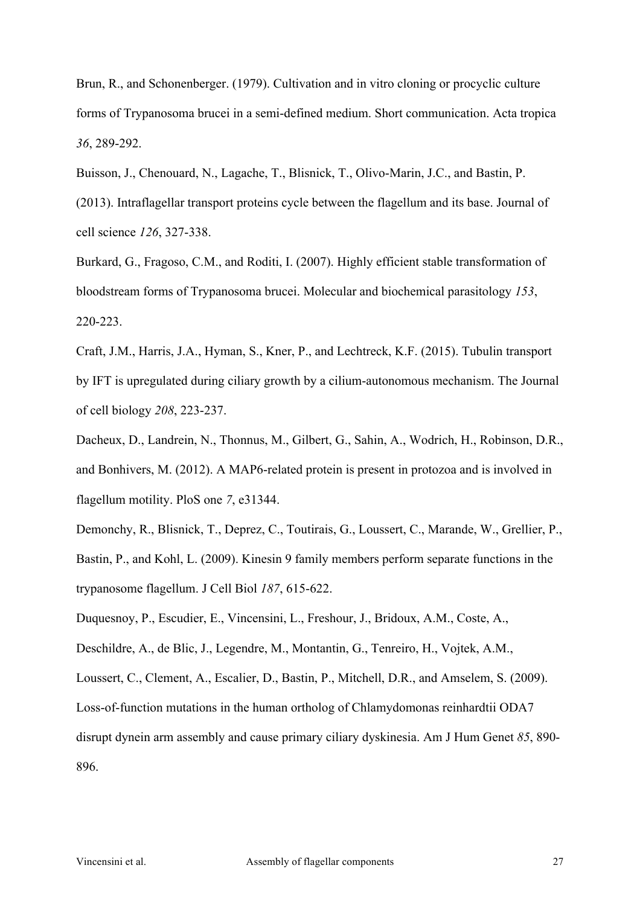Brun, R., and Schonenberger. (1979). Cultivation and in vitro cloning or procyclic culture forms of Trypanosoma brucei in a semi-defined medium. Short communication. Acta tropica *36*, 289-292.

Buisson, J., Chenouard, N., Lagache, T., Blisnick, T., Olivo-Marin, J.C., and Bastin, P. (2013). Intraflagellar transport proteins cycle between the flagellum and its base. Journal of cell science *126*, 327-338.

Burkard, G., Fragoso, C.M., and Roditi, I. (2007). Highly efficient stable transformation of bloodstream forms of Trypanosoma brucei. Molecular and biochemical parasitology *153*, 220-223.

Craft, J.M., Harris, J.A., Hyman, S., Kner, P., and Lechtreck, K.F. (2015). Tubulin transport by IFT is upregulated during ciliary growth by a cilium-autonomous mechanism. The Journal of cell biology *208*, 223-237.

Dacheux, D., Landrein, N., Thonnus, M., Gilbert, G., Sahin, A., Wodrich, H., Robinson, D.R., and Bonhivers, M. (2012). A MAP6-related protein is present in protozoa and is involved in flagellum motility. PloS one *7*, e31344.

Demonchy, R., Blisnick, T., Deprez, C., Toutirais, G., Loussert, C., Marande, W., Grellier, P., Bastin, P., and Kohl, L. (2009). Kinesin 9 family members perform separate functions in the trypanosome flagellum. J Cell Biol *187*, 615-622.

Duquesnoy, P., Escudier, E., Vincensini, L., Freshour, J., Bridoux, A.M., Coste, A., Deschildre, A., de Blic, J., Legendre, M., Montantin, G., Tenreiro, H., Vojtek, A.M., Loussert, C., Clement, A., Escalier, D., Bastin, P., Mitchell, D.R., and Amselem, S. (2009). Loss-of-function mutations in the human ortholog of Chlamydomonas reinhardtii ODA7 disrupt dynein arm assembly and cause primary ciliary dyskinesia. Am J Hum Genet *85*, 890-896.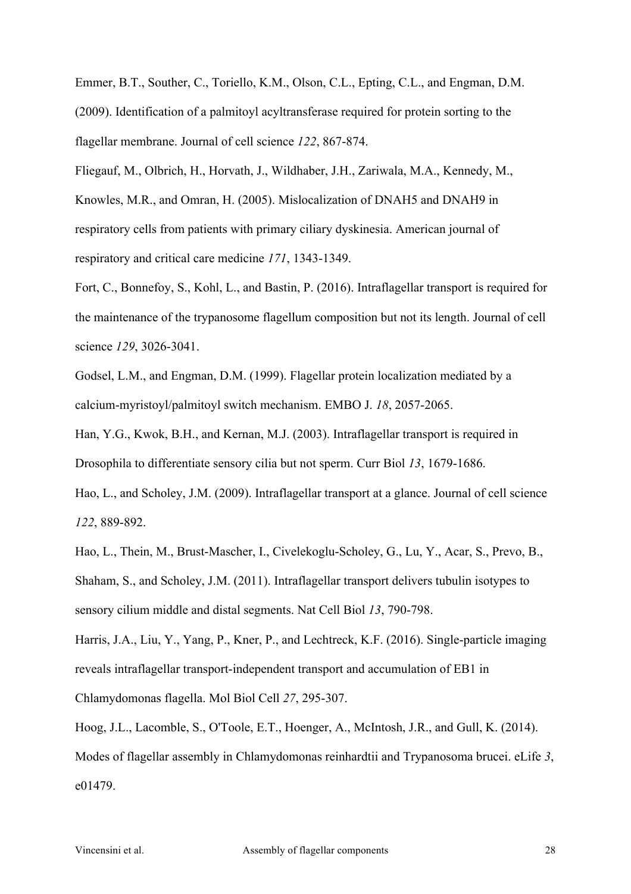Emmer, B.T., Souther, C., Toriello, K.M., Olson, C.L., Epting, C.L., and Engman, D.M. (2009). Identification of a palmitoyl acyltransferase required for protein sorting to the flagellar membrane. Journal of cell science *122*, 867-874.

Fliegauf, M., Olbrich, H., Horvath, J., Wildhaber, J.H., Zariwala, M.A., Kennedy, M., Knowles, M.R., and Omran, H. (2005). Mislocalization of DNAH5 and DNAH9 in respiratory cells from patients with primary ciliary dyskinesia. American journal of respiratory and critical care medicine *171*, 1343-1349.

Fort, C., Bonnefoy, S., Kohl, L., and Bastin, P. (2016). Intraflagellar transport is required for the maintenance of the trypanosome flagellum composition but not its length. Journal of cell science *129*, 3026-3041.

Godsel, L.M., and Engman, D.M. (1999). Flagellar protein localization mediated by a calcium-myristoyl/palmitoyl switch mechanism. EMBO J. *18*, 2057-2065.

Han, Y.G., Kwok, B.H., and Kernan, M.J. (2003). Intraflagellar transport is required in Drosophila to differentiate sensory cilia but not sperm. Curr Biol *13*, 1679-1686.

Hao, L., and Scholey, J.M. (2009). Intraflagellar transport at a glance. Journal of cell science *122*, 889-892.

Hao, L., Thein, M., Brust-Mascher, I., Civelekoglu-Scholey, G., Lu, Y., Acar, S., Prevo, B., Shaham, S., and Scholey, J.M. (2011). Intraflagellar transport delivers tubulin isotypes to sensory cilium middle and distal segments. Nat Cell Biol *13*, 790-798.

Harris, J.A., Liu, Y., Yang, P., Kner, P., and Lechtreck, K.F. (2016). Single-particle imaging reveals intraflagellar transport-independent transport and accumulation of EB1 in Chlamydomonas flagella. Mol Biol Cell *27*, 295-307.

Hoog, J.L., Lacomble, S., O'Toole, E.T., Hoenger, A., McIntosh, J.R., and Gull, K. (2014). Modes of flagellar assembly in Chlamydomonas reinhardtii and Trypanosoma brucei. eLife *3*, e01479.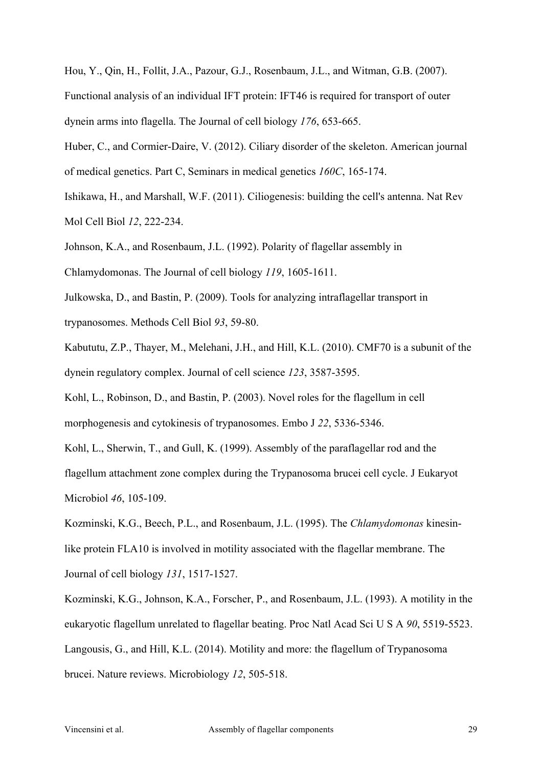Hou, Y., Qin, H., Follit, J.A., Pazour, G.J., Rosenbaum, J.L., and Witman, G.B. (2007). Functional analysis of an individual IFT protein: IFT46 is required for transport of outer dynein arms into flagella. The Journal of cell biology *176*, 653-665.

Huber, C., and Cormier-Daire, V. (2012). Ciliary disorder of the skeleton. American journal of medical genetics. Part C, Seminars in medical genetics *160C*, 165-174.

Ishikawa, H., and Marshall, W.F. (2011). Ciliogenesis: building the cell's antenna. Nat Rev Mol Cell Biol *12*, 222-234.

Johnson, K.A., and Rosenbaum, J.L. (1992). Polarity of flagellar assembly in Chlamydomonas. The Journal of cell biology *119*, 1605-1611.

Julkowska, D., and Bastin, P. (2009). Tools for analyzing intraflagellar transport in trypanosomes. Methods Cell Biol *93*, 59-80.

Kabututu, Z.P., Thayer, M., Melehani, J.H., and Hill, K.L. (2010). CMF70 is a subunit of the dynein regulatory complex. Journal of cell science *123*, 3587-3595.

Kohl, L., Robinson, D., and Bastin, P. (2003). Novel roles for the flagellum in cell morphogenesis and cytokinesis of trypanosomes. Embo J *22*, 5336-5346.

Kohl, L., Sherwin, T., and Gull, K. (1999). Assembly of the paraflagellar rod and the flagellum attachment zone complex during the Trypanosoma brucei cell cycle. J Eukaryot Microbiol *46*, 105-109.

Kozminski, K.G., Beech, P.L., and Rosenbaum, J.L. (1995). The *Chlamydomonas* kinesin-like protein FLA10 is involved in motility associated with the flagellar membrane. The Journal of cell biology *131*, 1517-1527.

Kozminski, K.G., Johnson, K.A., Forscher, P., and Rosenbaum, J.L. (1993). A motility in the eukaryotic flagellum unrelated to flagellar beating. Proc Natl Acad Sci U S A *90*, 5519-5523.

Langousis, G., and Hill, K.L. (2014). Motility and more: the flagellum of Trypanosoma brucei. Nature reviews. Microbiology *12*, 505-518.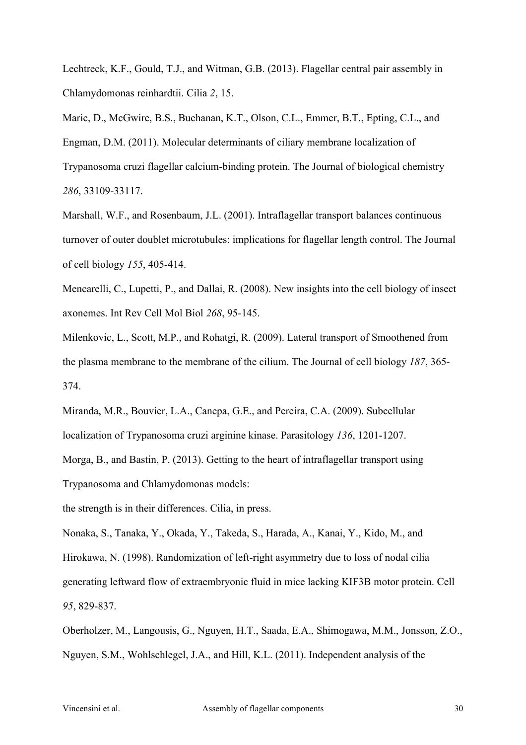Lechtreck, K.F., Gould, T.J., and Witman, G.B. (2013). Flagellar central pair assembly in Chlamydomonas reinhardtii. Cilia *2*, 15.

Maric, D., McGwire, B.S., Buchanan, K.T., Olson, C.L., Emmer, B.T., Epting, C.L., and Engman, D.M. (2011). Molecular determinants of ciliary membrane localization of Trypanosoma cruzi flagellar calcium-binding protein. The Journal of biological chemistry *286*, 33109-33117.

Marshall, W.F., and Rosenbaum, J.L. (2001). Intraflagellar transport balances continuous turnover of outer doublet microtubules: implications for flagellar length control. The Journal of cell biology *155*, 405-414.

Mencarelli, C., Lupetti, P., and Dallai, R. (2008). New insights into the cell biology of insect axonemes. Int Rev Cell Mol Biol *268*, 95-145.

Milenkovic, L., Scott, M.P., and Rohatgi, R. (2009). Lateral transport of Smoothened from the plasma membrane to the membrane of the cilium. The Journal of cell biology *187*, 365-374.

Miranda, M.R., Bouvier, L.A., Canepa, G.E., and Pereira, C.A. (2009). Subcellular localization of Trypanosoma cruzi arginine kinase. Parasitology *136*, 1201-1207.

Morga, B., and Bastin, P. (2013). Getting to the heart of intraflagellar transport using Trypanosoma and Chlamydomonas models:
the strength is in their differences. Cilia, in press.

Nonaka, S., Tanaka, Y., Okada, Y., Takeda, S., Harada, A., Kanai, Y., Kido, M., and Hirokawa, N. (1998). Randomization of left-right asymmetry due to loss of nodal cilia generating leftward flow of extraembryonic fluid in mice lacking KIF3B motor protein. Cell *95*, 829-837.

Oberholzer, M., Langousis, G., Nguyen, H.T., Saada, E.A., Shimogawa, M.M., Jonsson, Z.O., Nguyen, S.M., Wohlschlegel, J.A., and Hill, K.L. (2011). Independent analysis of the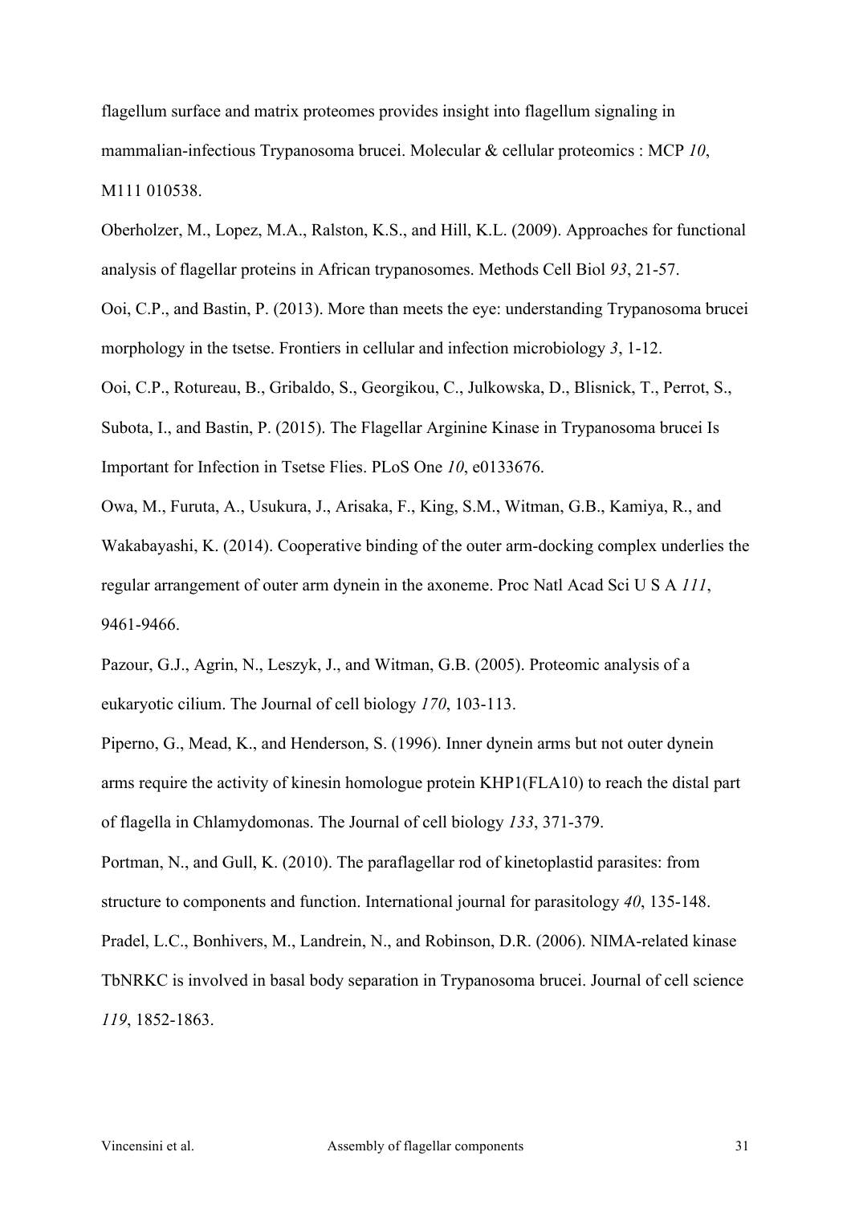flagellum surface and matrix proteomes provides insight into flagellum signaling in mammalian-infectious Trypanosoma brucei. Molecular & cellular proteomics : MCP *10*, M111 010538.

Oberholzer, M., Lopez, M.A., Ralston, K.S., and Hill, K.L. (2009). Approaches for functional analysis of flagellar proteins in African trypanosomes. Methods Cell Biol *93*, 21-57.

Ooi, C.P., and Bastin, P. (2013). More than meets the eye: understanding Trypanosoma brucei morphology in the tsetse. Frontiers in cellular and infection microbiology *3*, 1-12.

Ooi, C.P., Rotureau, B., Gribaldo, S., Georgikou, C., Julkowska, D., Blisnick, T., Perrot, S., Subota, I., and Bastin, P. (2015). The Flagellar Arginine Kinase in Trypanosoma brucei Is Important for Infection in Tsetse Flies. PLoS One *10*, e0133676.

Owa, M., Furuta, A., Usukura, J., Arisaka, F., King, S.M., Witman, G.B., Kamiya, R., and Wakabayashi, K. (2014). Cooperative binding of the outer arm-docking complex underlies the regular arrangement of outer arm dynein in the axoneme. Proc Natl Acad Sci U S A *111*, 9461-9466.

Pazour, G.J., Agrin, N., Leszyk, J., and Witman, G.B. (2005). Proteomic analysis of a eukaryotic cilium. The Journal of cell biology *170*, 103-113.

Piperno, G., Mead, K., and Henderson, S. (1996). Inner dynein arms but not outer dynein arms require the activity of kinesin homologue protein KHP1(FLA10) to reach the distal part of flagella in Chlamydomonas. The Journal of cell biology *133*, 371-379.

Portman, N., and Gull, K. (2010). The paraflagellar rod of kinetoplastid parasites: from structure to components and function. International journal for parasitology *40*, 135-148.

Pradel, L.C., Bonhivers, M., Landrein, N., and Robinson, D.R. (2006). NIMA-related kinase TbNRKC is involved in basal body separation in Trypanosoma brucei. Journal of cell science *119*, 1852-1863.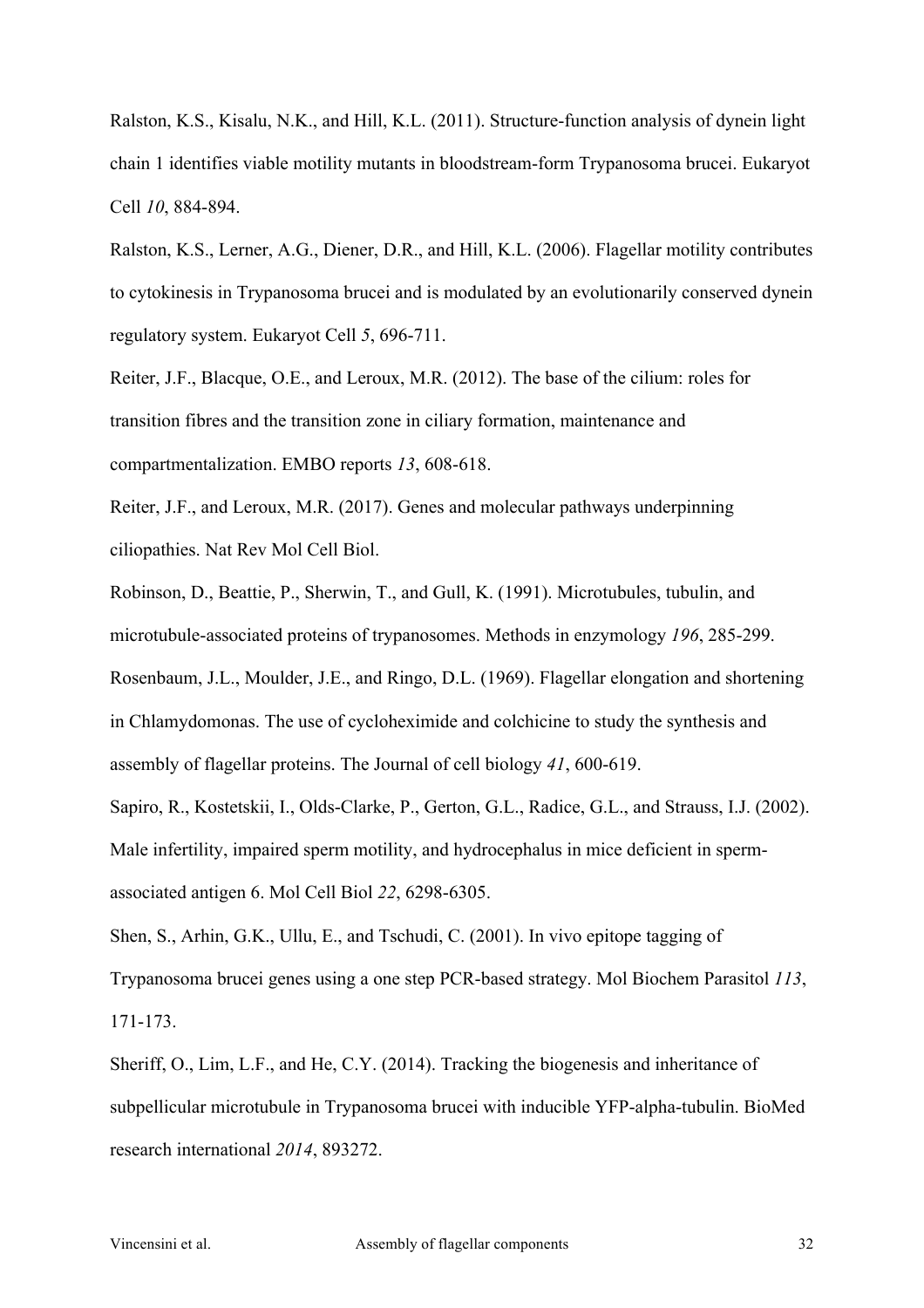Ralston, K.S., Kisalu, N.K., and Hill, K.L. (2011). Structure-function analysis of dynein light chain 1 identifies viable motility mutants in bloodstream-form Trypanosoma brucei. Eukaryot Cell *10*, 884-894.

Ralston, K.S., Lerner, A.G., Diener, D.R., and Hill, K.L. (2006). Flagellar motility contributes to cytokinesis in Trypanosoma brucei and is modulated by an evolutionarily conserved dynein regulatory system. Eukaryot Cell *5*, 696-711.

Reiter, J.F., Blacque, O.E., and Leroux, M.R. (2012). The base of the cilium: roles for transition fibres and the transition zone in ciliary formation, maintenance and compartmentalization. EMBO reports *13*, 608-618.

Reiter, J.F., and Leroux, M.R. (2017). Genes and molecular pathways underpinning ciliopathies. Nat Rev Mol Cell Biol.

Robinson, D., Beattie, P., Sherwin, T., and Gull, K. (1991). Microtubules, tubulin, and microtubule-associated proteins of trypanosomes. Methods in enzymology *196*, 285-299.

Rosenbaum, J.L., Moulder, J.E., and Ringo, D.L. (1969). Flagellar elongation and shortening in Chlamydomonas. The use of cycloheximide and colchicine to study the synthesis and assembly of flagellar proteins. The Journal of cell biology *41*, 600-619.

Sapiro, R., Kostetskii, I., Olds-Clarke, P., Gerton, G.L., Radice, G.L., and Strauss, I.J. (2002). Male infertility, impaired sperm motility, and hydrocephalus in mice deficient in sperm-associated antigen 6. Mol Cell Biol *22*, 6298-6305.

Shen, S., Arhin, G.K., Ullu, E., and Tschudi, C. (2001). In vivo epitope tagging of Trypanosoma brucei genes using a one step PCR-based strategy. Mol Biochem Parasitol *113*, 171-173.

Sheriff, O., Lim, L.F., and He, C.Y. (2014). Tracking the biogenesis and inheritance of subpellicular microtubule in Trypanosoma brucei with inducible YFP-alpha-tubulin. BioMed research international *2014*, 893272.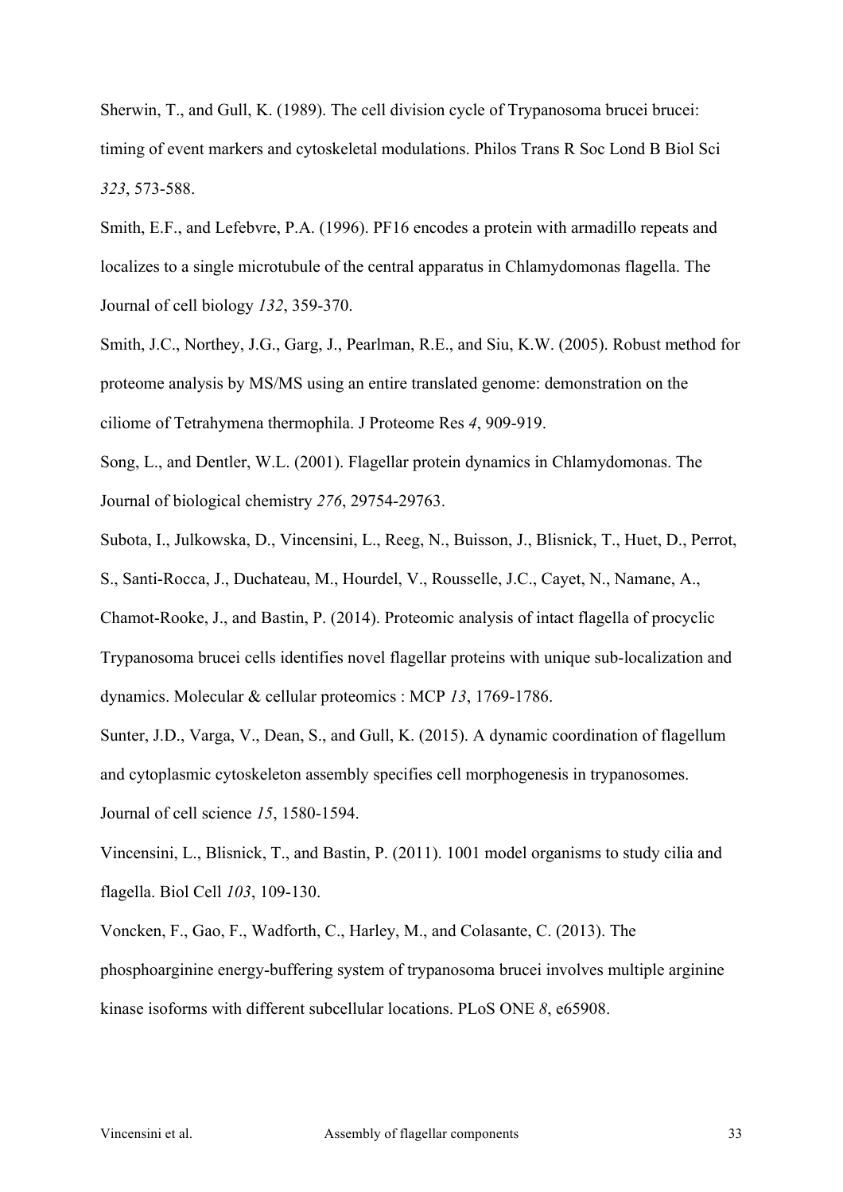Sherwin, T., and Gull, K. (1989). The cell division cycle of Trypanosoma brucei brucei: timing of event markers and cytoskeletal modulations. Philos Trans R Soc Lond B Biol Sci *323*, 573-588.

Smith, E.F., and Lefebvre, P.A. (1996). PF16 encodes a protein with armadillo repeats and localizes to a single microtubule of the central apparatus in Chlamydomonas flagella. The Journal of cell biology *132*, 359-370.

Smith, J.C., Northey, J.G., Garg, J., Pearlman, R.E., and Siu, K.W. (2005). Robust method for proteome analysis by MS/MS using an entire translated genome: demonstration on the ciliome of Tetrahymena thermophila. J Proteome Res *4*, 909-919.

Song, L., and Dentler, W.L. (2001). Flagellar protein dynamics in Chlamydomonas. The Journal of biological chemistry *276*, 29754-29763.

Subota, I., Julkowska, D., Vincensini, L., Reeg, N., Buisson, J., Blisnick, T., Huet, D., Perrot, S., Santi-Rocca, J., Duchateau, M., Hourdel, V., Rousselle, J.C., Cayet, N., Namane, A., Chamot-Rooke, J., and Bastin, P. (2014). Proteomic analysis of intact flagella of procyclic Trypanosoma brucei cells identifies novel flagellar proteins with unique sub-localization and dynamics. Molecular & cellular proteomics : MCP *13*, 1769-1786.

Sunter, J.D., Varga, V., Dean, S., and Gull, K. (2015). A dynamic coordination of flagellum and cytoplasmic cytoskeleton assembly specifies cell morphogenesis in trypanosomes. Journal of cell science *15*, 1580-1594.

Vincensini, L., Blisnick, T., and Bastin, P. (2011). 1001 model organisms to study cilia and flagella. Biol Cell *103*, 109-130.

Voncken, F., Gao, F., Wadforth, C., Harley, M., and Colasante, C. (2013). The phosphoarginine energy-buffering system of trypanosoma brucei involves multiple arginine kinase isoforms with different subcellular locations. PLoS ONE *8*, e65908.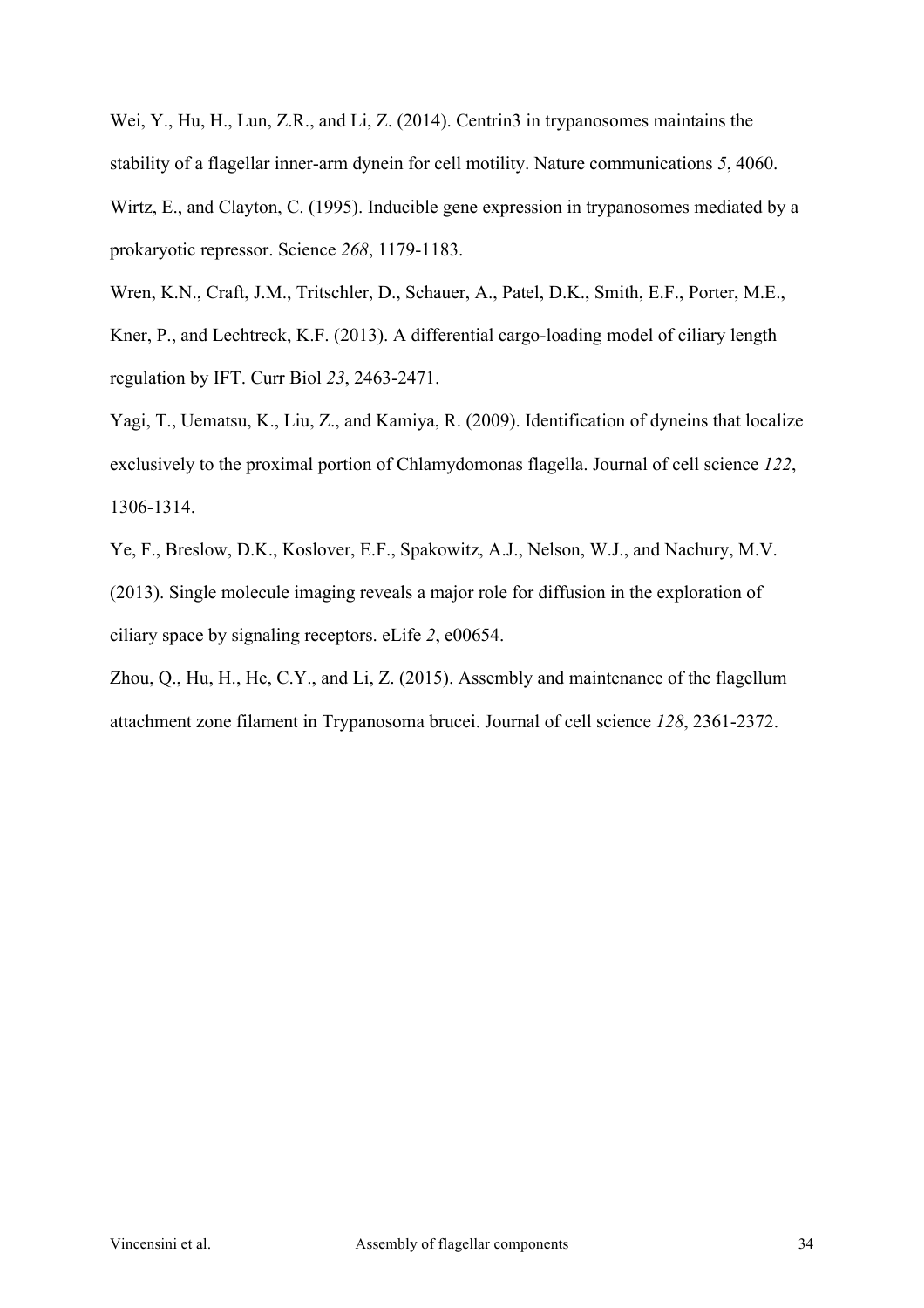Wei, Y., Hu, H., Lun, Z.R., and Li, Z. (2014). Centrin3 in trypanosomes maintains the stability of a flagellar inner-arm dynein for cell motility. Nature communications *5*, 4060.

Wirtz, E., and Clayton, C. (1995). Inducible gene expression in trypanosomes mediated by a prokaryotic repressor. Science *268*, 1179-1183.

Wren, K.N., Craft, J.M., Tritschler, D., Schauer, A., Patel, D.K., Smith, E.F., Porter, M.E., Kner, P., and Lechtreck, K.F. (2013). A differential cargo-loading model of ciliary length regulation by IFT. Curr Biol *23*, 2463-2471.

Yagi, T., Uematsu, K., Liu, Z., and Kamiya, R. (2009). Identification of dyneins that localize exclusively to the proximal portion of Chlamydomonas flagella. Journal of cell science *122*, 1306-1314.

Ye, F., Breslow, D.K., Koslover, E.F., Spakowitz, A.J., Nelson, W.J., and Nachury, M.V. (2013). Single molecule imaging reveals a major role for diffusion in the exploration of ciliary space by signaling receptors. eLife *2*, e00654.

Zhou, Q., Hu, H., He, C.Y., and Li, Z. (2015). Assembly and maintenance of the flagellum attachment zone filament in Trypanosoma brucei. Journal of cell science *128*, 2361-2372.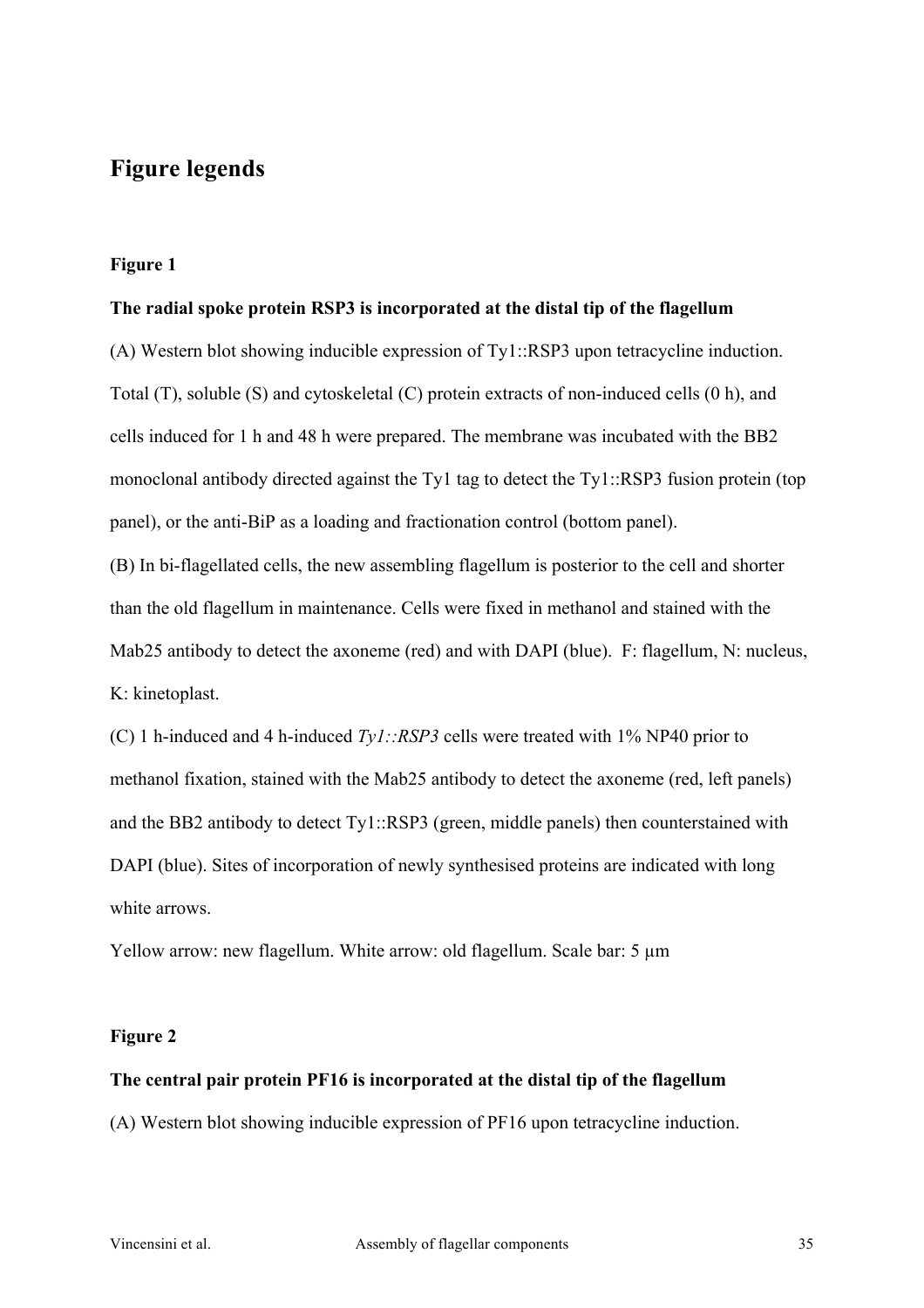## Figure legends

### Figure 1

**The radial spoke protein RSP3 is incorporated at the distal tip of the flagellum**

(A) Western blot showing inducible expression of Ty1::RSP3 upon tetracycline induction. Total (T), soluble (S) and cytoskeletal (C) protein extracts of non-induced cells (0 h), and cells induced for 1 h and 48 h were prepared. The membrane was incubated with the BB2 monoclonal antibody directed against the Ty1 tag to detect the Ty1::RSP3 fusion protein (top panel), or the anti-BiP as a loading and fractionation control (bottom panel).

(B) In bi-flagellated cells, the new assembling flagellum is posterior to the cell and shorter than the old flagellum in maintenance. Cells were fixed in methanol and stained with the Mab25 antibody to detect the axoneme (red) and with DAPI (blue). F: flagellum, N: nucleus, K: kinetoplast.

(C) 1 h-induced and 4 h-induced *Ty1::RSP3* cells were treated with 1% NP40 prior to methanol fixation, stained with the Mab25 antibody to detect the axoneme (red, left panels) and the BB2 antibody to detect Ty1::RSP3 (green, middle panels) then counterstained with DAPI (blue). Sites of incorporation of newly synthesised proteins are indicated with long white arrows.

Yellow arrow: new flagellum. White arrow: old flagellum. Scale bar: 5 µm

### Figure 2

**The central pair protein PF16 is incorporated at the distal tip of the flagellum**

(A) Western blot showing inducible expression of PF16 upon tetracycline induction.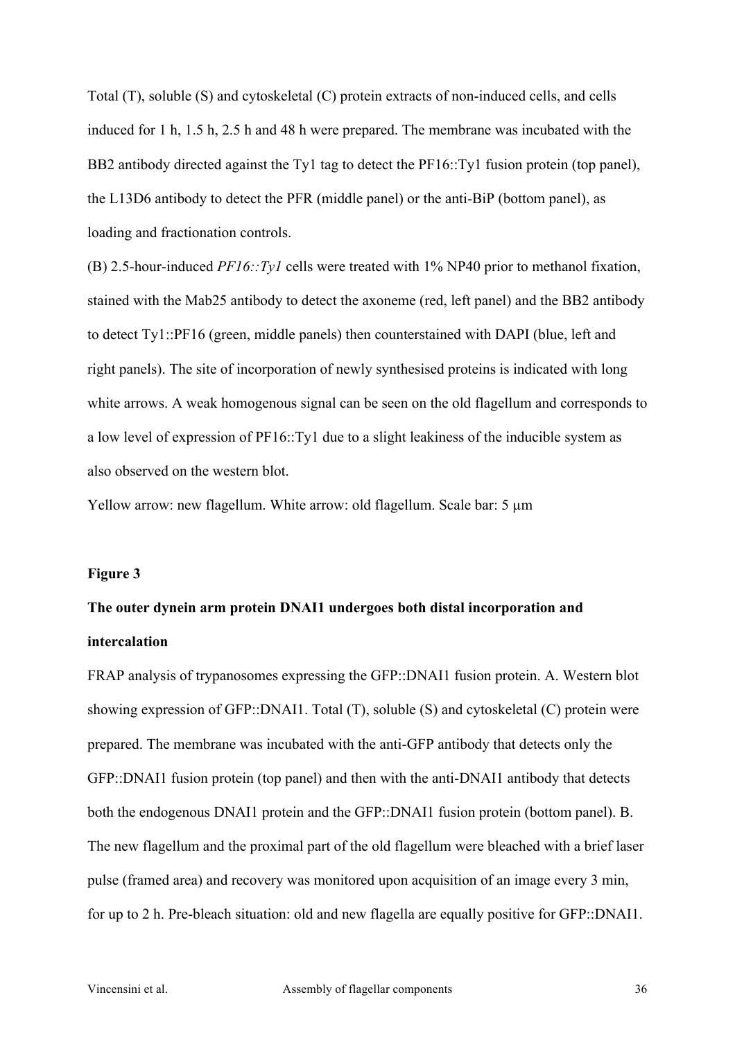Total (T), soluble (S) and cytoskeletal (C) protein extracts of non-induced cells, and cells induced for 1 h, 1.5 h, 2.5 h and 48 h were prepared. The membrane was incubated with the BB2 antibody directed against the Ty1 tag to detect the PF16::Ty1 fusion protein (top panel), the L13D6 antibody to detect the PFR (middle panel) or the anti-BiP (bottom panel), as loading and fractionation controls.

(B) 2.5-hour-induced *PF16::Ty1* cells were treated with 1% NP40 prior to methanol fixation, stained with the Mab25 antibody to detect the axoneme (red, left panel) and the BB2 antibody to detect Ty1::PF16 (green, middle panels) then counterstained with DAPI (blue, left and right panels). The site of incorporation of newly synthesised proteins is indicated with long white arrows. A weak homogenous signal can be seen on the old flagellum and corresponds to a low level of expression of PF16::Ty1 due to a slight leakiness of the inducible system as also observed on the western blot.

Yellow arrow: new flagellum. White arrow: old flagellum. Scale bar: 5 µm

**Figure 3**

**The outer dynein arm protein DNAI1 undergoes both distal incorporation and intercalation**

FRAP analysis of trypanosomes expressing the GFP::DNAI1 fusion protein. A. Western blot showing expression of GFP::DNAI1. Total (T), soluble (S) and cytoskeletal (C) protein were prepared. The membrane was incubated with the anti-GFP antibody that detects only the GFP::DNAI1 fusion protein (top panel) and then with the anti-DNAI1 antibody that detects both the endogenous DNAI1 protein and the GFP::DNAI1 fusion protein (bottom panel). B. The new flagellum and the proximal part of the old flagellum were bleached with a brief laser pulse (framed area) and recovery was monitored upon acquisition of an image every 3 min, for up to 2 h. Pre-bleach situation: old and new flagella are equally positive for GFP::DNAI1.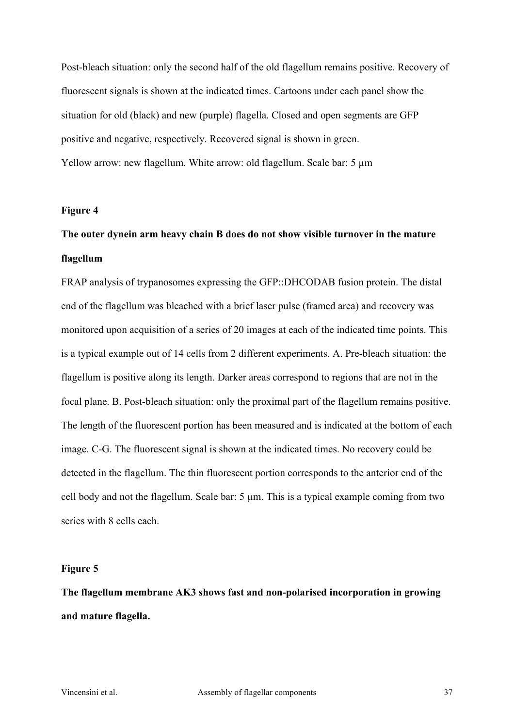Post-bleach situation: only the second half of the old flagellum remains positive. Recovery of fluorescent signals is shown at the indicated times. Cartoons under each panel show the situation for old (black) and new (purple) flagella. Closed and open segments are GFP positive and negative, respectively. Recovered signal is shown in green.

Yellow arrow: new flagellum. White arrow: old flagellum. Scale bar: 5 µm

**Figure 4**

**The outer dynein arm heavy chain B does do not show visible turnover in the mature flagellum**

FRAP analysis of trypanosomes expressing the GFP::DHCODAB fusion protein. The distal end of the flagellum was bleached with a brief laser pulse (framed area) and recovery was monitored upon acquisition of a series of 20 images at each of the indicated time points. This is a typical example out of 14 cells from 2 different experiments. A. Pre-bleach situation: the flagellum is positive along its length. Darker areas correspond to regions that are not in the focal plane. B. Post-bleach situation: only the proximal part of the flagellum remains positive. The length of the fluorescent portion has been measured and is indicated at the bottom of each image. C-G. The fluorescent signal is shown at the indicated times. No recovery could be detected in the flagellum. The thin fluorescent portion corresponds to the anterior end of the cell body and not the flagellum. Scale bar: 5 µm. This is a typical example coming from two series with 8 cells each.

**Figure 5**

**The flagellum membrane AK3 shows fast and non-polarised incorporation in growing and mature flagella.**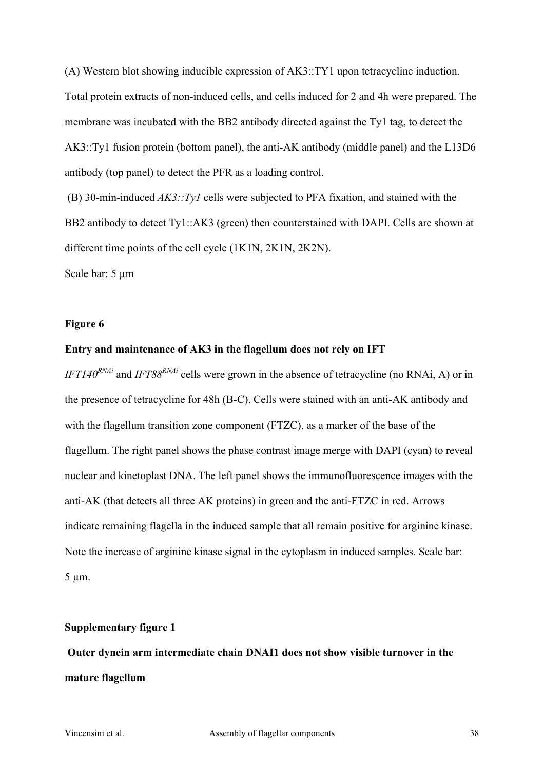(A) Western blot showing inducible expression of AK3::TY1 upon tetracycline induction. Total protein extracts of non-induced cells, and cells induced for 2 and 4h were prepared. The membrane was incubated with the BB2 antibody directed against the Ty1 tag, to detect the AK3::Ty1 fusion protein (bottom panel), the anti-AK antibody (middle panel) and the L13D6 antibody (top panel) to detect the PFR as a loading control.

(B) 30-min-induced *AK3::Ty1* cells were subjected to PFA fixation, and stained with the BB2 antibody to detect Ty1::AK3 (green) then counterstained with DAPI. Cells are shown at different time points of the cell cycle (1K1N, 2K1N, 2K2N).

Scale bar: 5 µm

**Figure 6**

**Entry and maintenance of AK3 in the flagellum does not rely on IFT**

*IFT140*$^{RNAi}$ and *IFT88*$^{RNAi}$ cells were grown in the absence of tetracycline (no RNAi, A) or in the presence of tetracycline for 48h (B-C). Cells were stained with an anti-AK antibody and with the flagellum transition zone component (FTZC), as a marker of the base of the flagellum. The right panel shows the phase contrast image merge with DAPI (cyan) to reveal nuclear and kinetoplast DNA. The left panel shows the immunofluorescence images with the anti-AK (that detects all three AK proteins) in green and the anti-FTZC in red. Arrows indicate remaining flagella in the induced sample that all remain positive for arginine kinase. Note the increase of arginine kinase signal in the cytoplasm in induced samples. Scale bar: 5 µm.

**Supplementary figure 1**

**Outer dynein arm intermediate chain DNAI1 does not show visible turnover in the mature flagellum**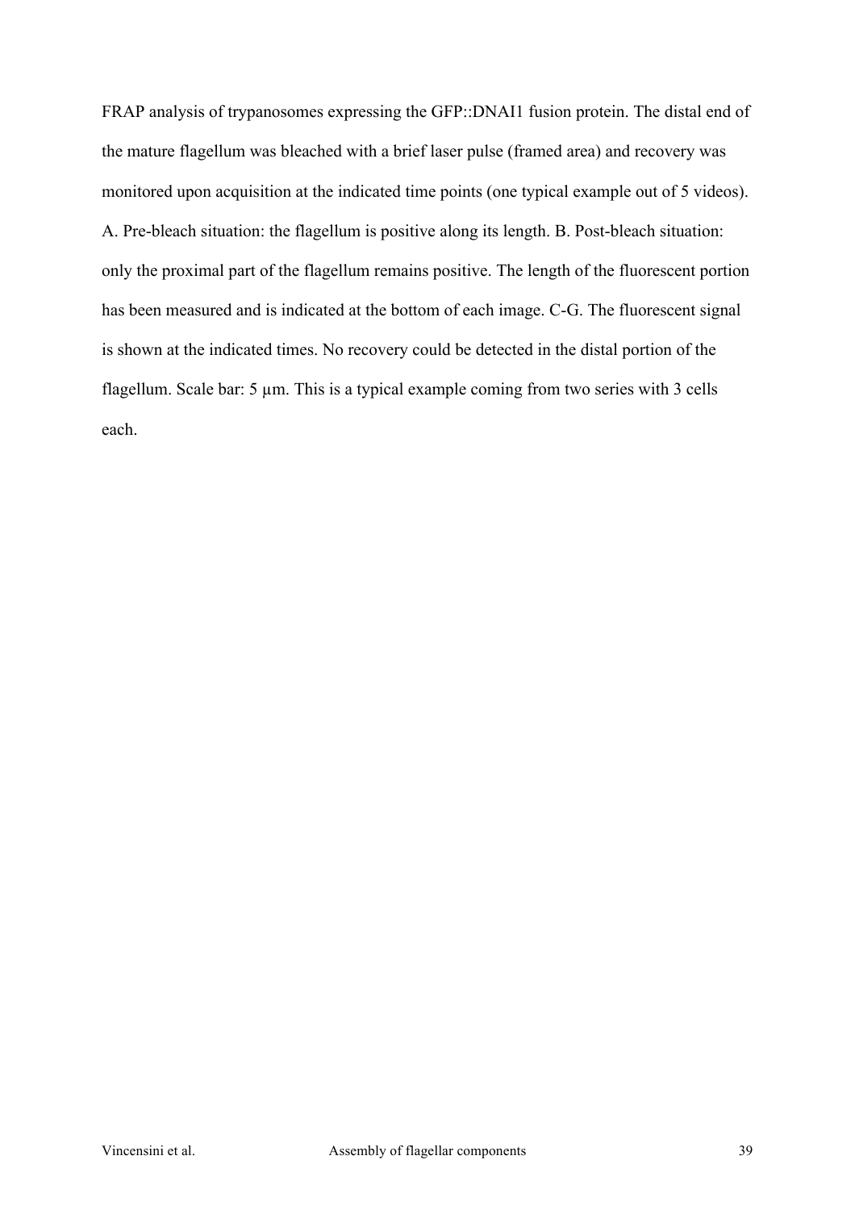FRAP analysis of trypanosomes expressing the GFP::DNAI1 fusion protein. The distal end of the mature flagellum was bleached with a brief laser pulse (framed area) and recovery was monitored upon acquisition at the indicated time points (one typical example out of 5 videos). A. Pre-bleach situation: the flagellum is positive along its length. B. Post-bleach situation: only the proximal part of the flagellum remains positive. The length of the fluorescent portion has been measured and is indicated at the bottom of each image. C-G. The fluorescent signal is shown at the indicated times. No recovery could be detected in the distal portion of the flagellum. Scale bar: 5 µm. This is a typical example coming from two series with 3 cells each.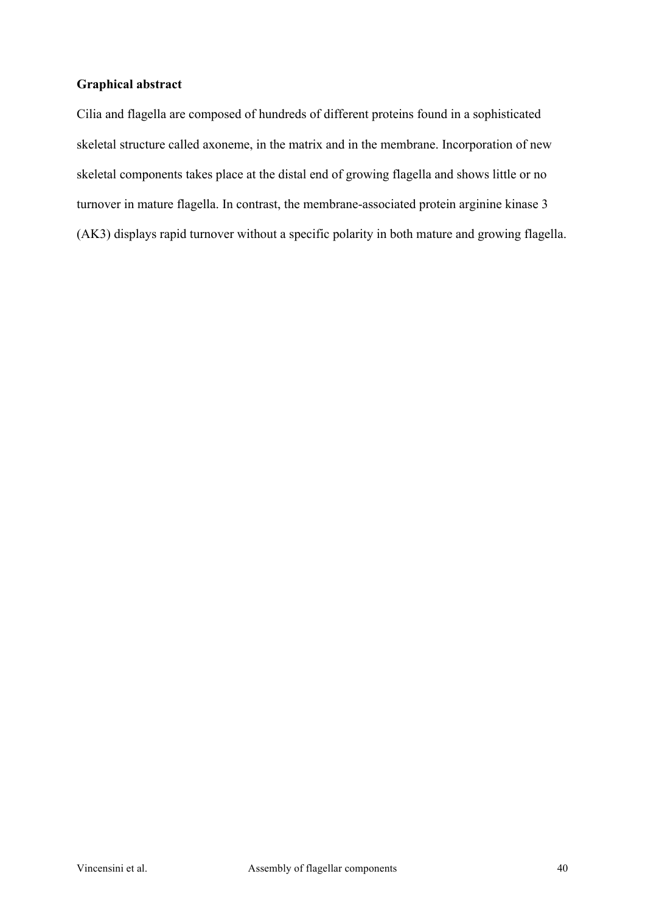**Graphical abstract**

Cilia and flagella are composed of hundreds of different proteins found in a sophisticated skeletal structure called axoneme, in the matrix and in the membrane. Incorporation of new skeletal components takes place at the distal end of growing flagella and shows little or no turnover in mature flagella. In contrast, the membrane-associated protein arginine kinase 3 (AK3) displays rapid turnover without a specific polarity in both mature and growing flagella.